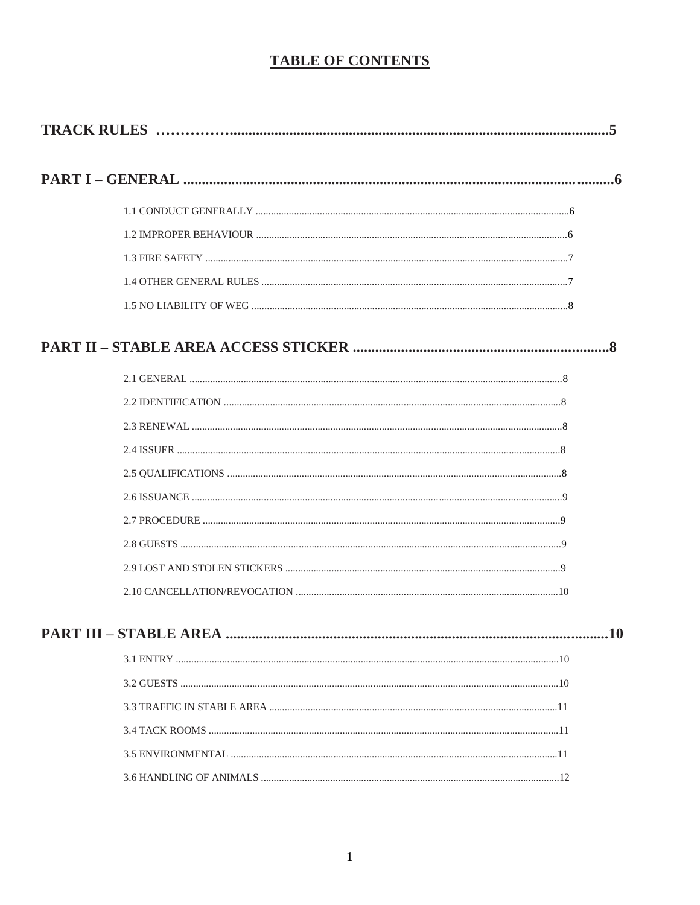# TABLE OF CONTENTS

**TRACK RULES ……………........................................................................................................5**

**PART I – GENERAL ...................................................................................................................6**

1.1 CONDUCT GENERALLY .........................................................................................................................6

1.2 IMPROPER BEHAVIOUR ........................................................................................................................6

1.3 FIRE SAFETY ............................................................................................................................................7

1.4 OTHER GENERAL RULES .......................................................................................................................7

1.5 NO LIABILITY OF WEG ..........................................................................................................................8

**PART II – STABLE AREA ACCESS STICKER ....................................................................8**

2.1 GENERAL ...................................................................................................................................................8

2.2 IDENTIFICATION .....................................................................................................................................8

2.3 RENEWAL ..................................................................................................................................................8

2.4 ISSUER .......................................................................................................................................................8

2.5 QUALIFICATIONS ....................................................................................................................................8

2.6 ISSUANCE ..................................................................................................................................................9

2.7 PROCEDURE ..............................................................................................................................................9

2.8 GUESTS ......................................................................................................................................................9

2.9 LOST AND STOLEN STICKERS ...........................................................................................................9

2.10 CANCELLATION/REVOCATION ......................................................................................................10

**PART III – STABLE AREA ......................................................................................................10**

3.1 ENTRY ......................................................................................................................................................10

3.2 GUESTS ....................................................................................................................................................10

3.3 TRAFFIC IN STABLE AREA ................................................................................................................11

3.4 TACK ROOMS ..........................................................................................................................................11

3.5 ENVIRONMENTAL .................................................................................................................................11

3.6 HANDLING OF ANIMALS ....................................................................................................................12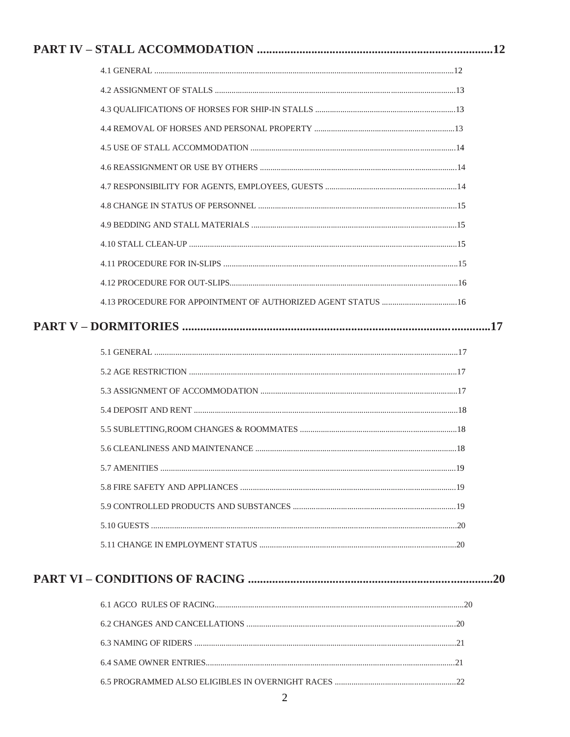**PART IV – STALL ACCOMMODATION ............................................................................12**

4.1 GENERAL ..............................................................................................................................................12

4.2 ASSIGNMENT OF STALLS ..................................................................................................................13

4.3 QUALIFICATIONS OF HORSES FOR SHIP-IN STALLS ..................................................................13

4.4 REMOVAL OF HORSES AND PERSONAL PROPERTY ..................................................................13

4.5 USE OF STALL ACCOMMODATION .................................................................................................14

4.6 REASSIGNMENT OR USE BY OTHERS .............................................................................................14

4.7 RESPONSIBILITY FOR AGENTS, EMPLOYEES, GUESTS ..............................................................14

4.8 CHANGE IN STATUS OF PERSONNEL ..............................................................................................15

4.9 BEDDING AND STALL MATERIALS .................................................................................................15

4.10 STALL CLEAN-UP ..............................................................................................................................15

4.11 PROCEDURE FOR IN-SLIPS ...............................................................................................................15

4.12 PROCEDURE FOR OUT-SLIPS...........................................................................................................16

4.13 PROCEDURE FOR APPOINTMENT OF AUTHORIZED AGENT STATUS ...................................16

**PART V – DORMITORIES .....................................................................................................17**

5.1 GENERAL ...............................................................................................................................................17

5.2 AGE RESTRICTION ...............................................................................................................................17

5.3 ASSIGNMENT OF ACCOMMODATION .............................................................................................17

5.4 DEPOSIT AND RENT .............................................................................................................................18

5.5 SUBLETTING,ROOM CHANGES & ROOMMATES ..........................................................................18

5.6 CLEANLINESS AND MAINTENANCE ...............................................................................................18

5.7 AMENITIES ............................................................................................................................................19

5.8 FIRE SAFETY AND APPLIANCES ......................................................................................................19

5.9 CONTROLLED PRODUCTS AND SUBSTANCES .............................................................................19

5.10 GUESTS ................................................................................................................................................20

5.11 CHANGE IN EMPLOYMENT STATUS .............................................................................................20

**PART VI – CONDITIONS OF RACING ................................................................................20**

6.1 AGCO RULES OF RACING.....................................................................................................................20

6.2 CHANGES AND CANCELLATIONS ....................................................................................................20

6.3 NAMING OF RIDERS ............................................................................................................................21

6.4 SAME OWNER ENTRIES.......................................................................................................................21

6.5 PROGRAMMED ALSO ELIGIBLES IN OVERNIGHT RACES ..........................................................22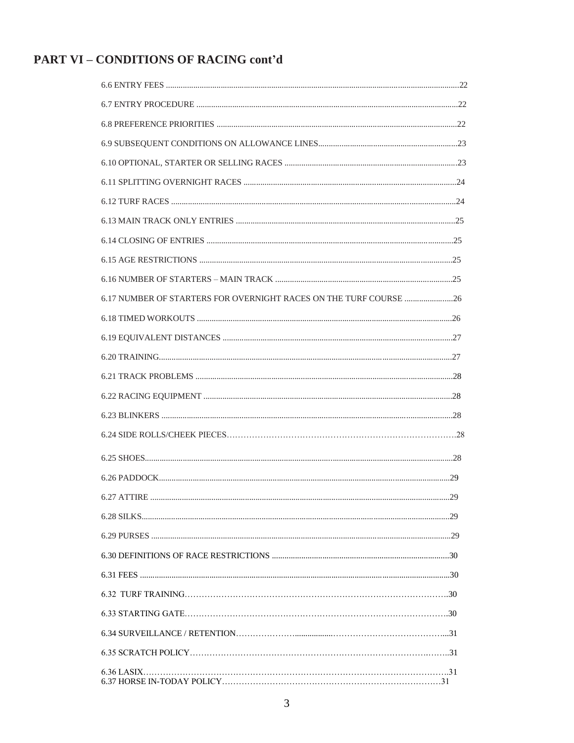## PART VI – CONDITIONS OF RACING cont'd

6.6 ENTRY FEES ....................................................................................................................22

6.7 ENTRY PROCEDURE .......................................................................................................22

6.8 PREFERENCE PRIORITIES ..............................................................................................22

6.9 SUBSEQUENT CONDITIONS ON ALLOWANCE LINES..................................................23

6.10 OPTIONAL, STARTER OR SELLING RACES ...............................................................23

6.11 SPLITTING OVERNIGHT RACES ...................................................................................24

6.12 TURF RACES ..................................................................................................................24

6.13 MAIN TRACK ONLY ENTRIES .......................................................................................25

6.14 CLOSING OF ENTRIES ...................................................................................................25

6.15 AGE RESTRICTIONS .......................................................................................................25

6.16 NUMBER OF STARTERS – MAIN TRACK ......................................................................25

6.17 NUMBER OF STARTERS FOR OVERNIGHT RACES ON THE TURF COURSE ............26

6.18 TIMED WORKOUTS ........................................................................................................26

6.19 EQUIVALENT DISTANCES .............................................................................................27

6.20 TRAINING.........................................................................................................................27

6.21 TRACK PROBLEMS .........................................................................................................28

6.22 RACING EQUIPMENT .....................................................................................................28

6.23 BLINKERS ........................................................................................................................28

6.24 SIDE ROLLS/CHEEK PIECES.........................................................................................28

6.25 SHOES..............................................................................................................................28

6.26 PADDOCK.........................................................................................................................29

6.27 ATTIRE .............................................................................................................................29

6.28 SILKS.................................................................................................................................29

6.29 PURSES ............................................................................................................................29

6.30 DEFINITIONS OF RACE RESTRICTIONS .......................................................................30

6.31 FEES .................................................................................................................................30

6.32 TURF TRAINING...............................................................................................................30

6.33 STARTING GATE..............................................................................................................30

6.34 SURVEILLANCE / RETENTION.......................................................................................31

6.35 SCRATCH POLICY...........................................................................................................31

6.36 LASIX.................................................................................................................................31

6.37 HORSE IN-TODAY POLICY..............................................................................................31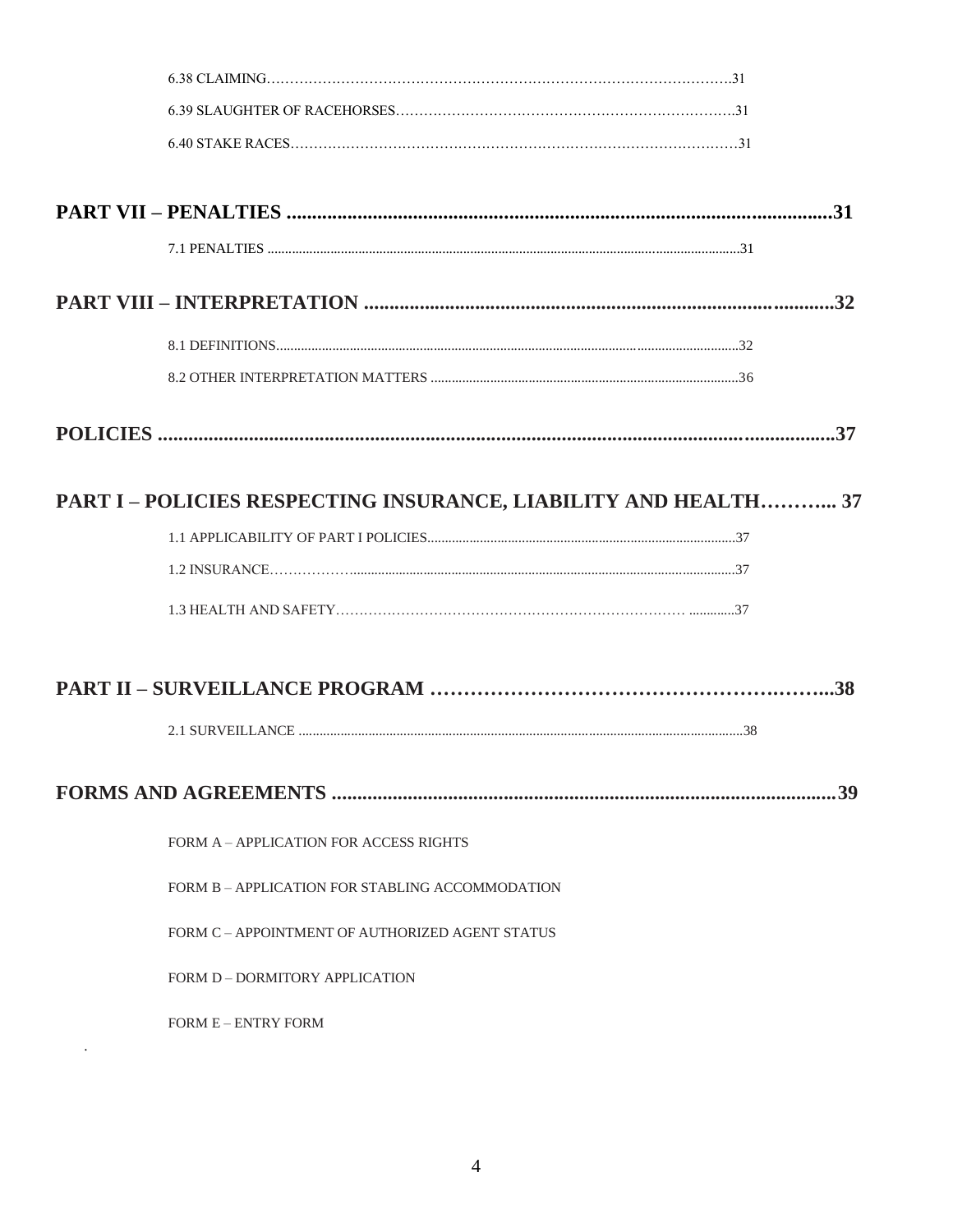6.38 CLAIMING……………………………………………………………………………………….31

6.39 SLAUGHTER OF RACEHORSES……………………………………………………………….31

6.40 STAKE RACES…………………………………………………………………………………31

**PART VII – PENALTIES ..........................................................................................................31**

7.1 PENALTIES ......................................................................................................................31

**PART VIII – INTERPRETATION ...........................................................................................32**

8.1 DEFINITIONS...................................................................................................................32

8.2 OTHER INTERPRETATION MATTERS .......................................................................36

**POLICIES ...................................................................................................................................37**

**PART I – POLICIES RESPECTING INSURANCE, LIABILITY AND HEALTH………... 37**

1.1 APPLICABILITY OF PART I POLICIES........................................................................37

1.2 INSURANCE…………….............................................................................................37

1.3 HEALTH AND SAFETY…………………………………………………………………… ............37

**PART II – SURVEILLANCE PROGRAM ………………………………………………….……...38**

2.1 SURVEILLANCE ..............................................................................................................38

**FORMS AND AGREEMENTS .................................................................................................39**

FORM A – APPLICATION FOR ACCESS RIGHTS

FORM B – APPLICATION FOR STABLING ACCOMMODATION

FORM C – APPOINTMENT OF AUTHORIZED AGENT STATUS

FORM D – DORMITORY APPLICATION

FORM E – ENTRY FORM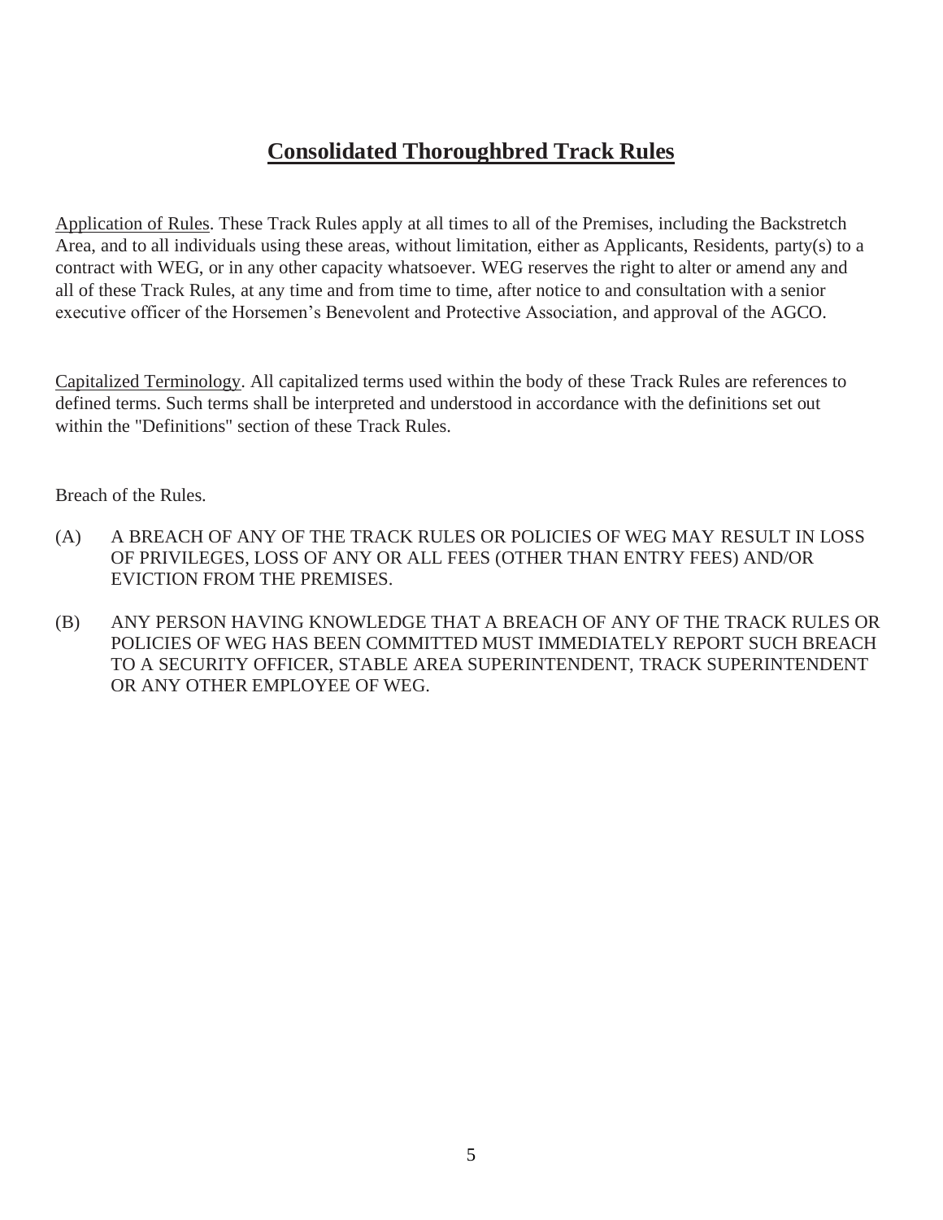# Consolidated Thoroughbred Track Rules

Application of Rules. These Track Rules apply at all times to all of the Premises, including the Backstretch Area, and to all individuals using these areas, without limitation, either as Applicants, Residents, party(s) to a contract with WEG, or in any other capacity whatsoever. WEG reserves the right to alter or amend any and all of these Track Rules, at any time and from time to time, after notice to and consultation with a senior executive officer of the Horsemen's Benevolent and Protective Association, and approval of the AGCO.

Capitalized Terminology. All capitalized terms used within the body of these Track Rules are references to defined terms. Such terms shall be interpreted and understood in accordance with the definitions set out within the "Definitions" section of these Track Rules.

Breach of the Rules.

(A) A BREACH OF ANY OF THE TRACK RULES OR POLICIES OF WEG MAY RESULT IN LOSS OF PRIVILEGES, LOSS OF ANY OR ALL FEES (OTHER THAN ENTRY FEES) AND/OR EVICTION FROM THE PREMISES.

(B) ANY PERSON HAVING KNOWLEDGE THAT A BREACH OF ANY OF THE TRACK RULES OR POLICIES OF WEG HAS BEEN COMMITTED MUST IMMEDIATELY REPORT SUCH BREACH TO A SECURITY OFFICER, STABLE AREA SUPERINTENDENT, TRACK SUPERINTENDENT OR ANY OTHER EMPLOYEE OF WEG.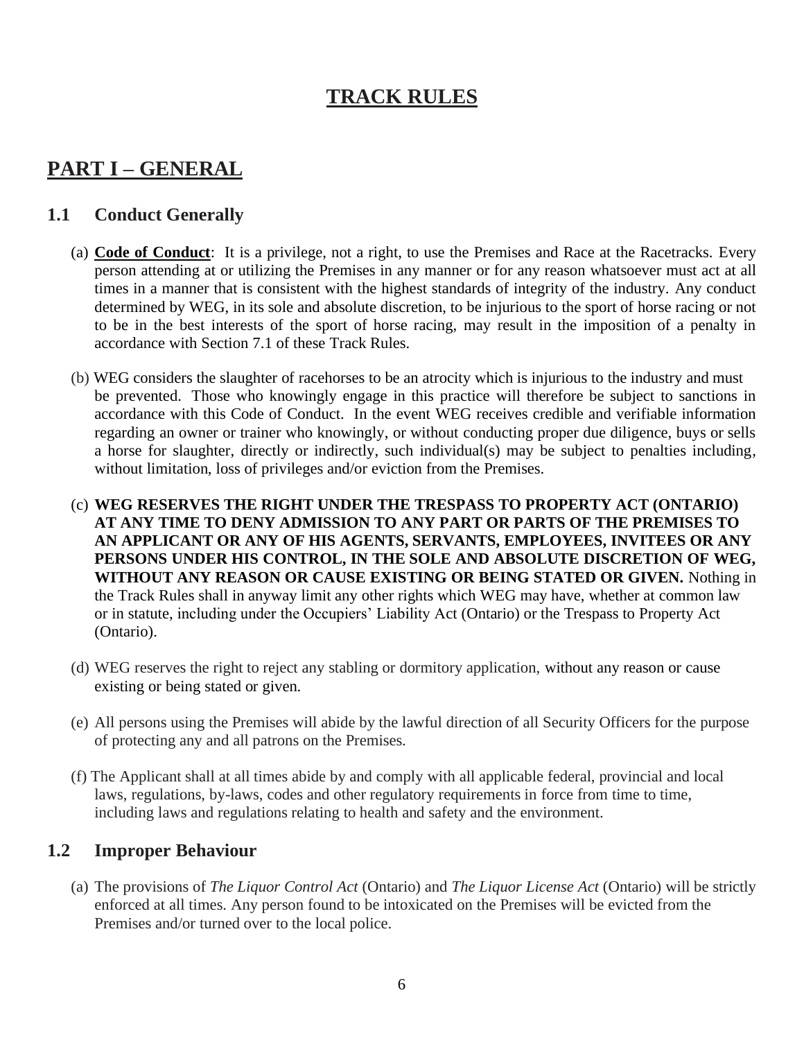# TRACK RULES

## PART I – GENERAL

### 1.1 Conduct Generally

(a) **Code of Conduct**: It is a privilege, not a right, to use the Premises and Race at the Racetracks. Every person attending at or utilizing the Premises in any manner or for any reason whatsoever must act at all times in a manner that is consistent with the highest standards of integrity of the industry. Any conduct determined by WEG, in its sole and absolute discretion, to be injurious to the sport of horse racing or not to be in the best interests of the sport of horse racing, may result in the imposition of a penalty in accordance with Section 7.1 of these Track Rules.

(b) WEG considers the slaughter of racehorses to be an atrocity which is injurious to the industry and must be prevented. Those who knowingly engage in this practice will therefore be subject to sanctions in accordance with this Code of Conduct. In the event WEG receives credible and verifiable information regarding an owner or trainer who knowingly, or without conducting proper due diligence, buys or sells a horse for slaughter, directly or indirectly, such individual(s) may be subject to penalties including, without limitation, loss of privileges and/or eviction from the Premises.

(c) **WEG RESERVES THE RIGHT UNDER THE TRESPASS TO PROPERTY ACT (ONTARIO) AT ANY TIME TO DENY ADMISSION TO ANY PART OR PARTS OF THE PREMISES TO AN APPLICANT OR ANY OF HIS AGENTS, SERVANTS, EMPLOYEES, INVITEES OR ANY PERSONS UNDER HIS CONTROL, IN THE SOLE AND ABSOLUTE DISCRETION OF WEG, WITHOUT ANY REASON OR CAUSE EXISTING OR BEING STATED OR GIVEN.** Nothing in the Track Rules shall in anyway limit any other rights which WEG may have, whether at common law or in statute, including under the Occupiers' Liability Act (Ontario) or the Trespass to Property Act (Ontario).

(d) WEG reserves the right to reject any stabling or dormitory application, without any reason or cause existing or being stated or given.

(e) All persons using the Premises will abide by the lawful direction of all Security Officers for the purpose of protecting any and all patrons on the Premises.

(f) The Applicant shall at all times abide by and comply with all applicable federal, provincial and local laws, regulations, by-laws, codes and other regulatory requirements in force from time to time, including laws and regulations relating to health and safety and the environment.

### 1.2 Improper Behaviour

(a) The provisions of *The Liquor Control Act* (Ontario) and *The Liquor License Act* (Ontario) will be strictly enforced at all times. Any person found to be intoxicated on the Premises will be evicted from the Premises and/or turned over to the local police.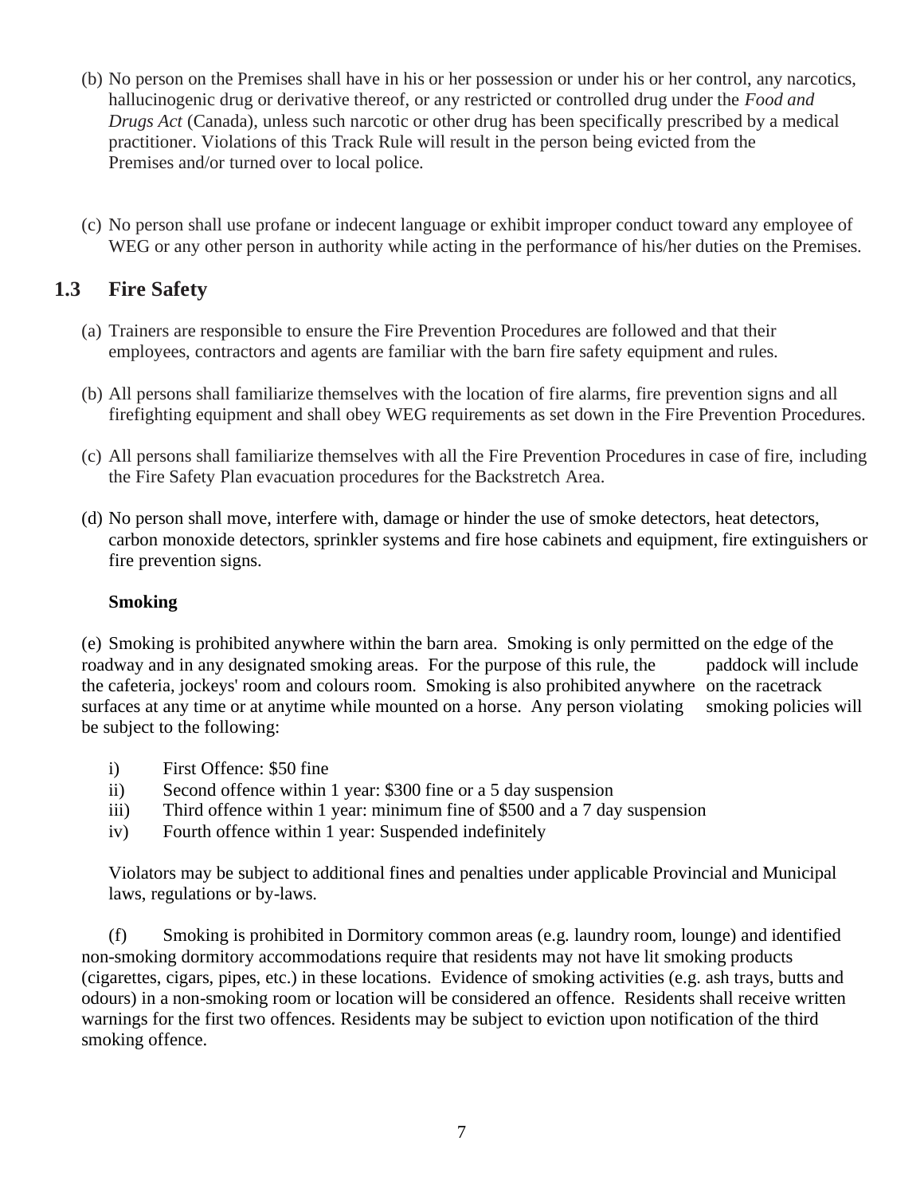(b) No person on the Premises shall have in his or her possession or under his or her control, any narcotics, hallucinogenic drug or derivative thereof, or any restricted or controlled drug under the *Food and Drugs Act* (Canada), unless such narcotic or other drug has been specifically prescribed by a medical practitioner. Violations of this Track Rule will result in the person being evicted from the Premises and/or turned over to local police.

(c) No person shall use profane or indecent language or exhibit improper conduct toward any employee of WEG or any other person in authority while acting in the performance of his/her duties on the Premises.

## 1.3 Fire Safety

(a) Trainers are responsible to ensure the Fire Prevention Procedures are followed and that their employees, contractors and agents are familiar with the barn fire safety equipment and rules.

(b) All persons shall familiarize themselves with the location of fire alarms, fire prevention signs and all firefighting equipment and shall obey WEG requirements as set down in the Fire Prevention Procedures.

(c) All persons shall familiarize themselves with all the Fire Prevention Procedures in case of fire, including the Fire Safety Plan evacuation procedures for the Backstretch Area.

(d) No person shall move, interfere with, damage or hinder the use of smoke detectors, heat detectors, carbon monoxide detectors, sprinkler systems and fire hose cabinets and equipment, fire extinguishers or fire prevention signs.

**Smoking**

(e) Smoking is prohibited anywhere within the barn area. Smoking is only permitted on the edge of the roadway and in any designated smoking areas. For the purpose of this rule, the paddock will include the cafeteria, jockeys' room and colours room. Smoking is also prohibited anywhere on the racetrack surfaces at any time or at anytime while mounted on a horse. Any person violating smoking policies will be subject to the following:

i) First Offence: $50 fine
ii) Second offence within 1 year: $300 fine or a 5 day suspension
iii) Third offence within 1 year: minimum fine of $500 and a 7 day suspension
iv) Fourth offence within 1 year: Suspended indefinitely

Violators may be subject to additional fines and penalties under applicable Provincial and Municipal laws, regulations or by-laws.

(f) Smoking is prohibited in Dormitory common areas (e.g. laundry room, lounge) and identified non-smoking dormitory accommodations require that residents may not have lit smoking products (cigarettes, cigars, pipes, etc.) in these locations. Evidence of smoking activities (e.g. ash trays, butts and odours) in a non-smoking room or location will be considered an offence. Residents shall receive written warnings for the first two offences. Residents may be subject to eviction upon notification of the third smoking offence.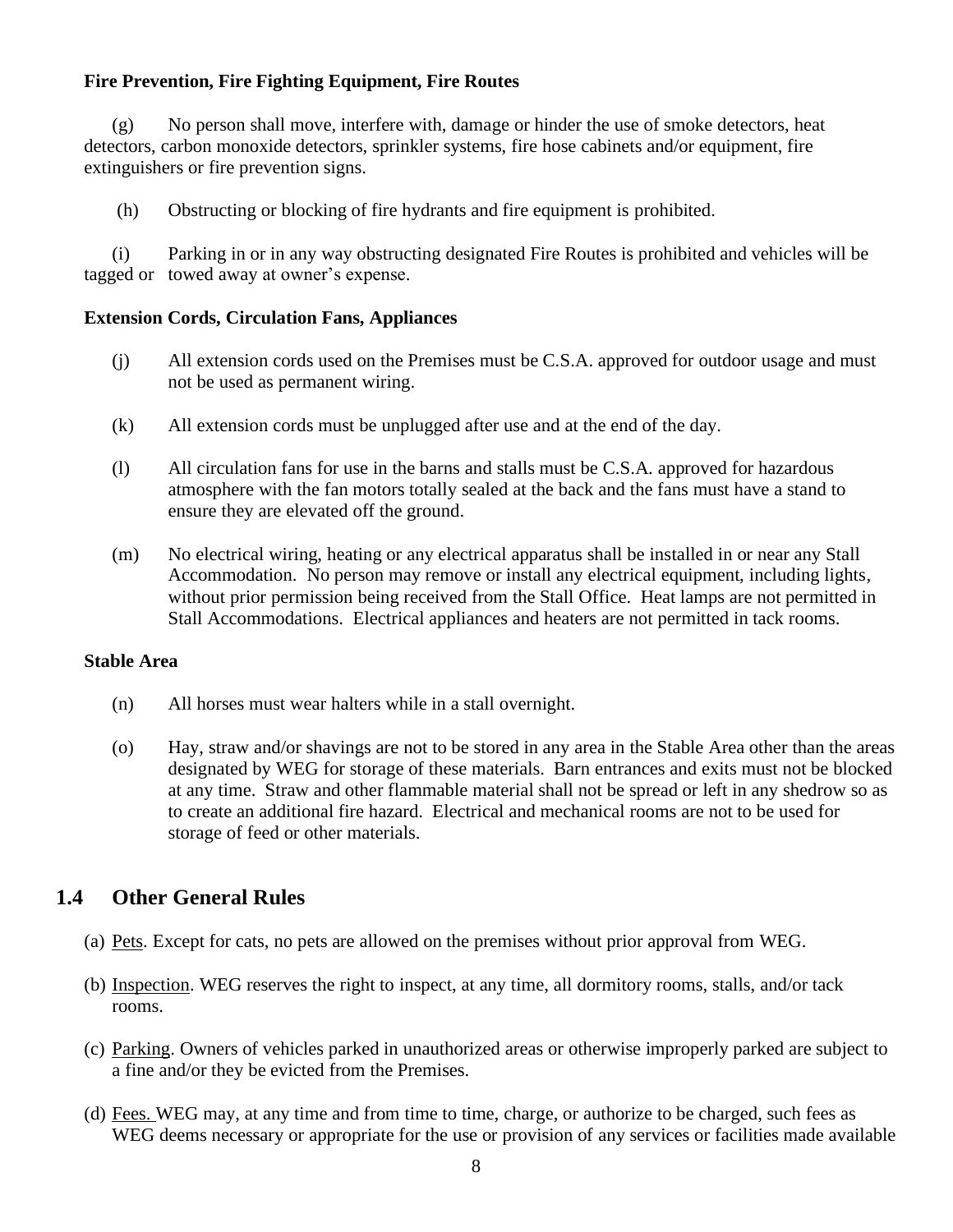**Fire Prevention, Fire Fighting Equipment, Fire Routes**

(g) No person shall move, interfere with, damage or hinder the use of smoke detectors, heat detectors, carbon monoxide detectors, sprinkler systems, fire hose cabinets and/or equipment, fire extinguishers or fire prevention signs.

(h) Obstructing or blocking of fire hydrants and fire equipment is prohibited.

(i) Parking in or in any way obstructing designated Fire Routes is prohibited and vehicles will be tagged or towed away at owner's expense.

**Extension Cords, Circulation Fans, Appliances**

(j) All extension cords used on the Premises must be C.S.A. approved for outdoor usage and must not be used as permanent wiring.

(k) All extension cords must be unplugged after use and at the end of the day.

(l) All circulation fans for use in the barns and stalls must be C.S.A. approved for hazardous atmosphere with the fan motors totally sealed at the back and the fans must have a stand to ensure they are elevated off the ground.

(m) No electrical wiring, heating or any electrical apparatus shall be installed in or near any Stall Accommodation. No person may remove or install any electrical equipment, including lights, without prior permission being received from the Stall Office. Heat lamps are not permitted in Stall Accommodations. Electrical appliances and heaters are not permitted in tack rooms.

**Stable Area**

(n) All horses must wear halters while in a stall overnight.

(o) Hay, straw and/or shavings are not to be stored in any area in the Stable Area other than the areas designated by WEG for storage of these materials. Barn entrances and exits must not be blocked at any time. Straw and other flammable material shall not be spread or left in any shedrow so as to create an additional fire hazard. Electrical and mechanical rooms are not to be used for storage of feed or other materials.

## 1.4 Other General Rules

(a) Pets. Except for cats, no pets are allowed on the premises without prior approval from WEG.

(b) Inspection. WEG reserves the right to inspect, at any time, all dormitory rooms, stalls, and/or tack rooms.

(c) Parking. Owners of vehicles parked in unauthorized areas or otherwise improperly parked are subject to a fine and/or they be evicted from the Premises.

(d) Fees. WEG may, at any time and from time to time, charge, or authorize to be charged, such fees as WEG deems necessary or appropriate for the use or provision of any services or facilities made available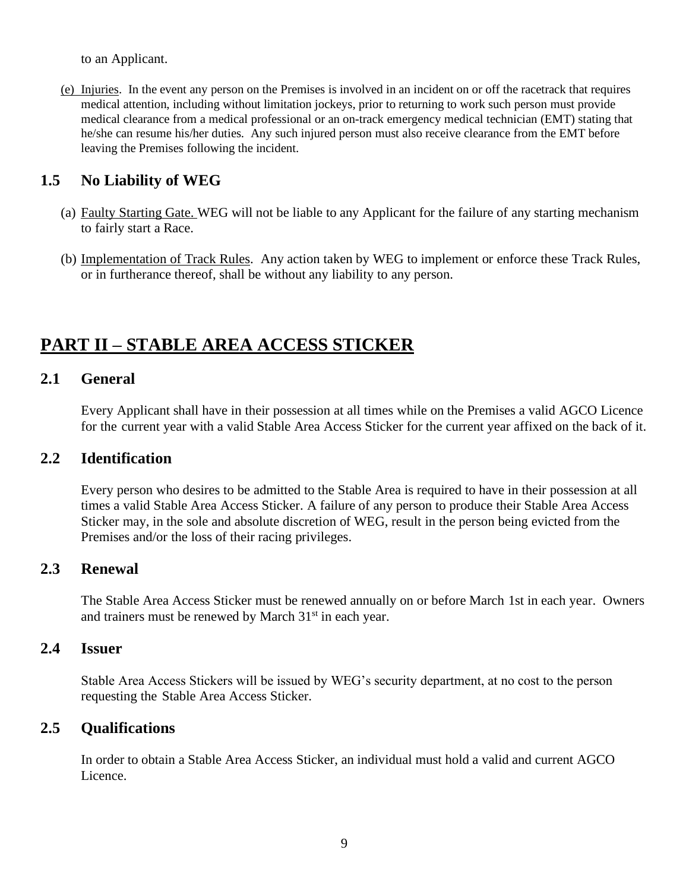to an Applicant.

(e) Injuries. In the event any person on the Premises is involved in an incident on or off the racetrack that requires medical attention, including without limitation jockeys, prior to returning to work such person must provide medical clearance from a medical professional or an on-track emergency medical technician (EMT) stating that he/she can resume his/her duties. Any such injured person must also receive clearance from the EMT before leaving the Premises following the incident.

### 1.5 No Liability of WEG

(a) Faulty Starting Gate. WEG will not be liable to any Applicant for the failure of any starting mechanism to fairly start a Race.

(b) Implementation of Track Rules. Any action taken by WEG to implement or enforce these Track Rules, or in furtherance thereof, shall be without any liability to any person.

## PART II – STABLE AREA ACCESS STICKER

### 2.1 General

Every Applicant shall have in their possession at all times while on the Premises a valid AGCO Licence for the current year with a valid Stable Area Access Sticker for the current year affixed on the back of it.

### 2.2 Identification

Every person who desires to be admitted to the Stable Area is required to have in their possession at all times a valid Stable Area Access Sticker. A failure of any person to produce their Stable Area Access Sticker may, in the sole and absolute discretion of WEG, result in the person being evicted from the Premises and/or the loss of their racing privileges.

### 2.3 Renewal

The Stable Area Access Sticker must be renewed annually on or before March 1st in each year. Owners and trainers must be renewed by March 31st in each year.

### 2.4 Issuer

Stable Area Access Stickers will be issued by WEG's security department, at no cost to the person requesting the Stable Area Access Sticker.

### 2.5 Qualifications

In order to obtain a Stable Area Access Sticker, an individual must hold a valid and current AGCO Licence.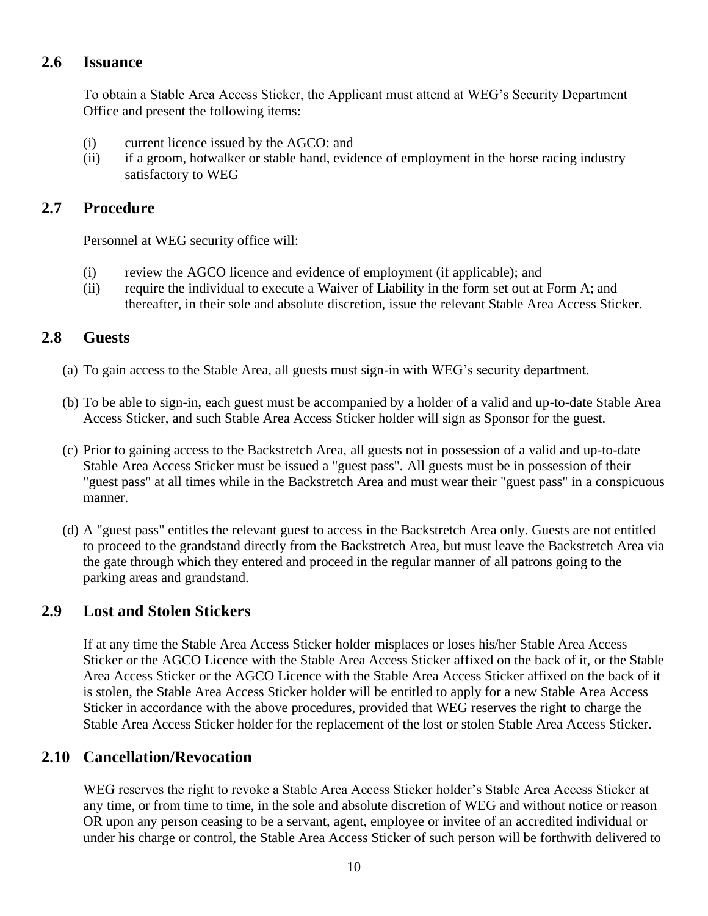## 2.6 Issuance

To obtain a Stable Area Access Sticker, the Applicant must attend at WEG's Security Department Office and present the following items:

(i) current licence issued by the AGCO: and
(ii) if a groom, hotwalker or stable hand, evidence of employment in the horse racing industry satisfactory to WEG

## 2.7 Procedure

Personnel at WEG security office will:

(i) review the AGCO licence and evidence of employment (if applicable); and
(ii) require the individual to execute a Waiver of Liability in the form set out at Form A; and thereafter, in their sole and absolute discretion, issue the relevant Stable Area Access Sticker.

## 2.8 Guests

(a) To gain access to the Stable Area, all guests must sign-in with WEG's security department.

(b) To be able to sign-in, each guest must be accompanied by a holder of a valid and up-to-date Stable Area Access Sticker, and such Stable Area Access Sticker holder will sign as Sponsor for the guest.

(c) Prior to gaining access to the Backstretch Area, all guests not in possession of a valid and up-to-date Stable Area Access Sticker must be issued a "guest pass". All guests must be in possession of their "guest pass" at all times while in the Backstretch Area and must wear their "guest pass" in a conspicuous manner.

(d) A "guest pass" entitles the relevant guest to access in the Backstretch Area only. Guests are not entitled to proceed to the grandstand directly from the Backstretch Area, but must leave the Backstretch Area via the gate through which they entered and proceed in the regular manner of all patrons going to the parking areas and grandstand.

## 2.9 Lost and Stolen Stickers

If at any time the Stable Area Access Sticker holder misplaces or loses his/her Stable Area Access Sticker or the AGCO Licence with the Stable Area Access Sticker affixed on the back of it, or the Stable Area Access Sticker or the AGCO Licence with the Stable Area Access Sticker affixed on the back of it is stolen, the Stable Area Access Sticker holder will be entitled to apply for a new Stable Area Access Sticker in accordance with the above procedures, provided that WEG reserves the right to charge the Stable Area Access Sticker holder for the replacement of the lost or stolen Stable Area Access Sticker.

## 2.10 Cancellation/Revocation

WEG reserves the right to revoke a Stable Area Access Sticker holder's Stable Area Access Sticker at any time, or from time to time, in the sole and absolute discretion of WEG and without notice or reason OR upon any person ceasing to be a servant, agent, employee or invitee of an accredited individual or under his charge or control, the Stable Area Access Sticker of such person will be forthwith delivered to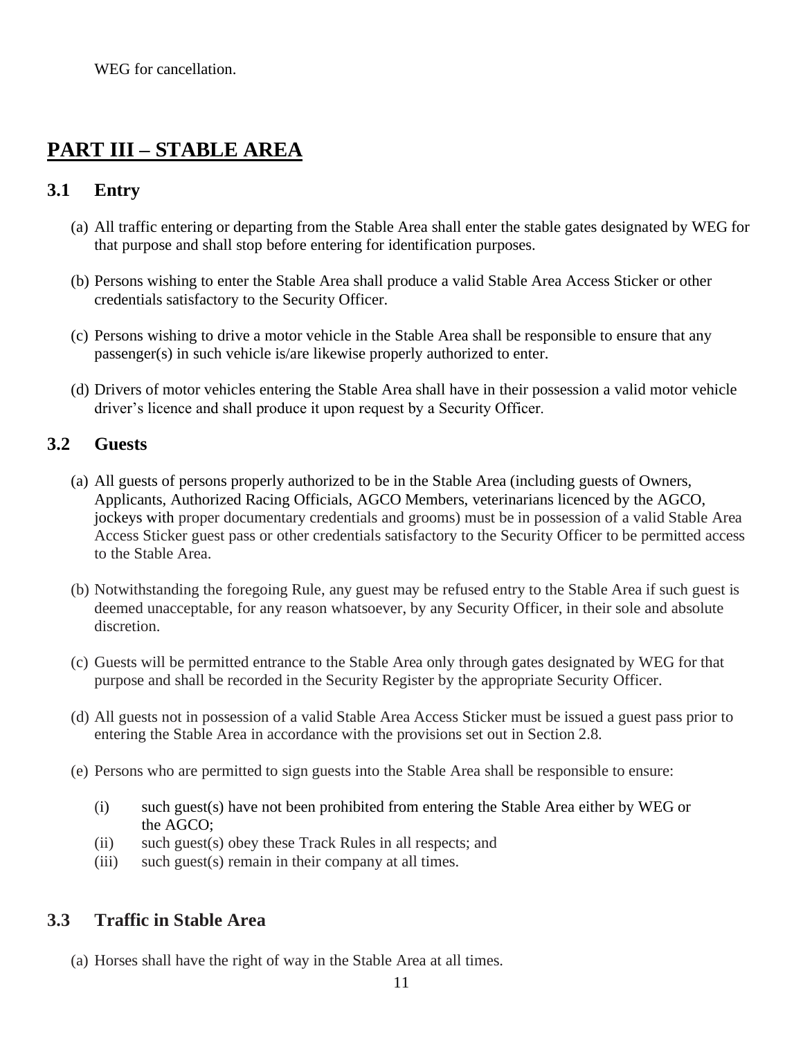WEG for cancellation.

# PART III – STABLE AREA

## 3.1 Entry

(a) All traffic entering or departing from the Stable Area shall enter the stable gates designated by WEG for that purpose and shall stop before entering for identification purposes.

(b) Persons wishing to enter the Stable Area shall produce a valid Stable Area Access Sticker or other credentials satisfactory to the Security Officer.

(c) Persons wishing to drive a motor vehicle in the Stable Area shall be responsible to ensure that any passenger(s) in such vehicle is/are likewise properly authorized to enter.

(d) Drivers of motor vehicles entering the Stable Area shall have in their possession a valid motor vehicle driver's licence and shall produce it upon request by a Security Officer.

## 3.2 Guests

(a) All guests of persons properly authorized to be in the Stable Area (including guests of Owners, Applicants, Authorized Racing Officials, AGCO Members, veterinarians licenced by the AGCO, jockeys with proper documentary credentials and grooms) must be in possession of a valid Stable Area Access Sticker guest pass or other credentials satisfactory to the Security Officer to be permitted access to the Stable Area.

(b) Notwithstanding the foregoing Rule, any guest may be refused entry to the Stable Area if such guest is deemed unacceptable, for any reason whatsoever, by any Security Officer, in their sole and absolute discretion.

(c) Guests will be permitted entrance to the Stable Area only through gates designated by WEG for that purpose and shall be recorded in the Security Register by the appropriate Security Officer.

(d) All guests not in possession of a valid Stable Area Access Sticker must be issued a guest pass prior to entering the Stable Area in accordance with the provisions set out in Section 2.8.

(e) Persons who are permitted to sign guests into the Stable Area shall be responsible to ensure:

- (i) such guest(s) have not been prohibited from entering the Stable Area either by WEG or the AGCO;
- (ii) such guest(s) obey these Track Rules in all respects; and
- (iii) such guest(s) remain in their company at all times.

## 3.3 Traffic in Stable Area

(a) Horses shall have the right of way in the Stable Area at all times.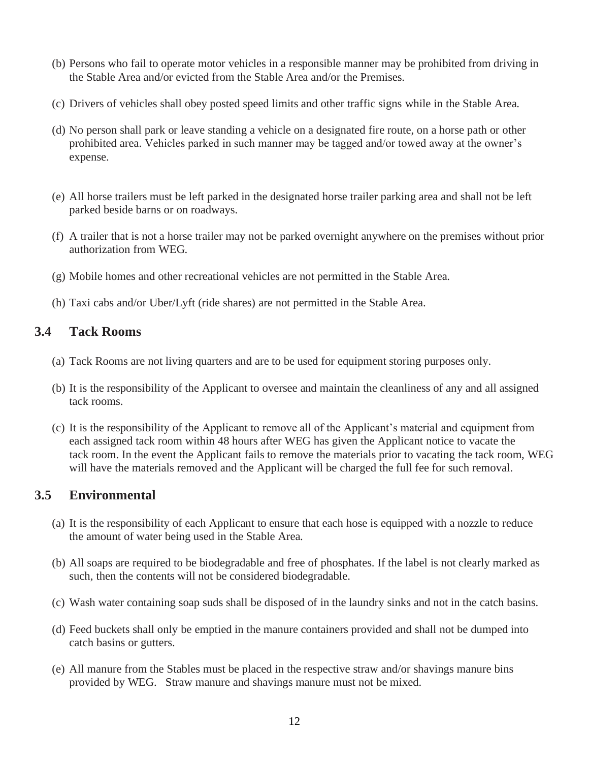(b) Persons who fail to operate motor vehicles in a responsible manner may be prohibited from driving in the Stable Area and/or evicted from the Stable Area and/or the Premises.

(c) Drivers of vehicles shall obey posted speed limits and other traffic signs while in the Stable Area.

(d) No person shall park or leave standing a vehicle on a designated fire route, on a horse path or other prohibited area. Vehicles parked in such manner may be tagged and/or towed away at the owner's expense.

(e) All horse trailers must be left parked in the designated horse trailer parking area and shall not be left parked beside barns or on roadways.

(f) A trailer that is not a horse trailer may not be parked overnight anywhere on the premises without prior authorization from WEG.

(g) Mobile homes and other recreational vehicles are not permitted in the Stable Area.

(h) Taxi cabs and/or Uber/Lyft (ride shares) are not permitted in the Stable Area.

## 3.4 Tack Rooms

(a) Tack Rooms are not living quarters and are to be used for equipment storing purposes only.

(b) It is the responsibility of the Applicant to oversee and maintain the cleanliness of any and all assigned tack rooms.

(c) It is the responsibility of the Applicant to remove all of the Applicant's material and equipment from each assigned tack room within 48 hours after WEG has given the Applicant notice to vacate the tack room. In the event the Applicant fails to remove the materials prior to vacating the tack room, WEG will have the materials removed and the Applicant will be charged the full fee for such removal.

## 3.5 Environmental

(a) It is the responsibility of each Applicant to ensure that each hose is equipped with a nozzle to reduce the amount of water being used in the Stable Area.

(b) All soaps are required to be biodegradable and free of phosphates. If the label is not clearly marked as such, then the contents will not be considered biodegradable.

(c) Wash water containing soap suds shall be disposed of in the laundry sinks and not in the catch basins.

(d) Feed buckets shall only be emptied in the manure containers provided and shall not be dumped into catch basins or gutters.

(e) All manure from the Stables must be placed in the respective straw and/or shavings manure bins provided by WEG. Straw manure and shavings manure must not be mixed.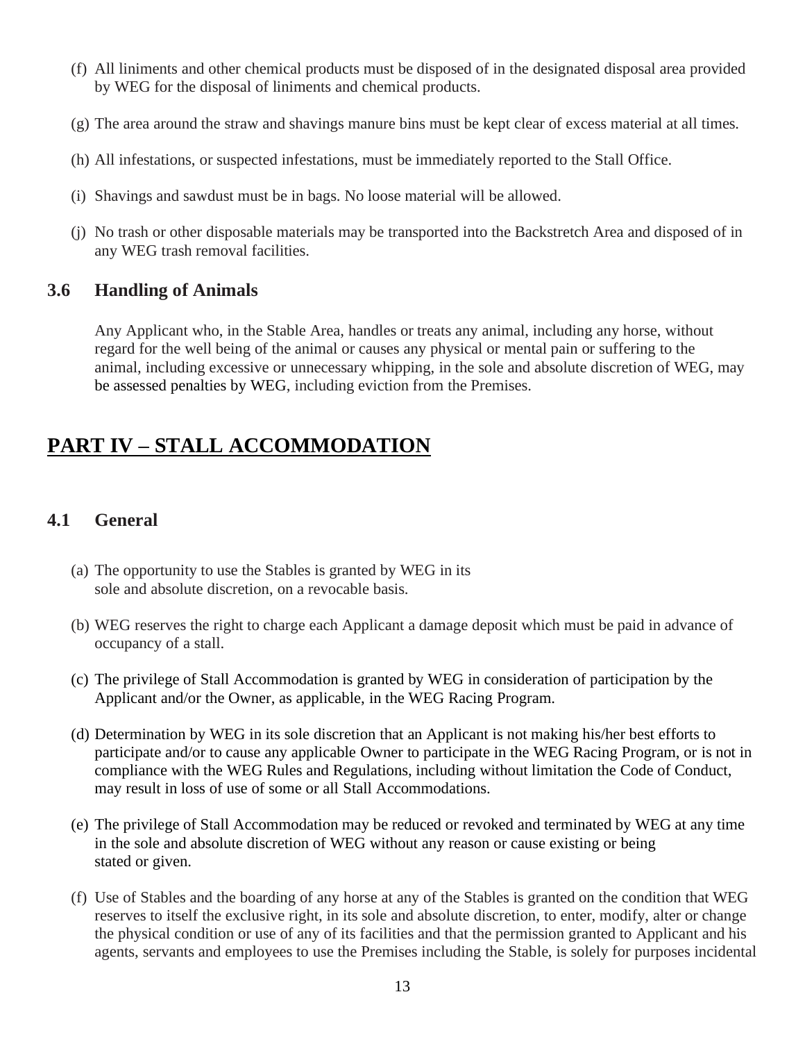(f) All liniments and other chemical products must be disposed of in the designated disposal area provided by WEG for the disposal of liniments and chemical products.

(g) The area around the straw and shavings manure bins must be kept clear of excess material at all times.

(h) All infestations, or suspected infestations, must be immediately reported to the Stall Office.

(i) Shavings and sawdust must be in bags. No loose material will be allowed.

(j) No trash or other disposable materials may be transported into the Backstretch Area and disposed of in any WEG trash removal facilities.

### 3.6 Handling of Animals

Any Applicant who, in the Stable Area, handles or treats any animal, including any horse, without regard for the well being of the animal or causes any physical or mental pain or suffering to the animal, including excessive or unnecessary whipping, in the sole and absolute discretion of WEG, may be assessed penalties by WEG, including eviction from the Premises.

## PART IV – STALL ACCOMMODATION

### 4.1 General

(a) The opportunity to use the Stables is granted by WEG in its sole and absolute discretion, on a revocable basis.

(b) WEG reserves the right to charge each Applicant a damage deposit which must be paid in advance of occupancy of a stall.

(c) The privilege of Stall Accommodation is granted by WEG in consideration of participation by the Applicant and/or the Owner, as applicable, in the WEG Racing Program.

(d) Determination by WEG in its sole discretion that an Applicant is not making his/her best efforts to participate and/or to cause any applicable Owner to participate in the WEG Racing Program, or is not in compliance with the WEG Rules and Regulations, including without limitation the Code of Conduct, may result in loss of use of some or all Stall Accommodations.

(e) The privilege of Stall Accommodation may be reduced or revoked and terminated by WEG at any time in the sole and absolute discretion of WEG without any reason or cause existing or being stated or given.

(f) Use of Stables and the boarding of any horse at any of the Stables is granted on the condition that WEG reserves to itself the exclusive right, in its sole and absolute discretion, to enter, modify, alter or change the physical condition or use of any of its facilities and that the permission granted to Applicant and his agents, servants and employees to use the Premises including the Stable, is solely for purposes incidental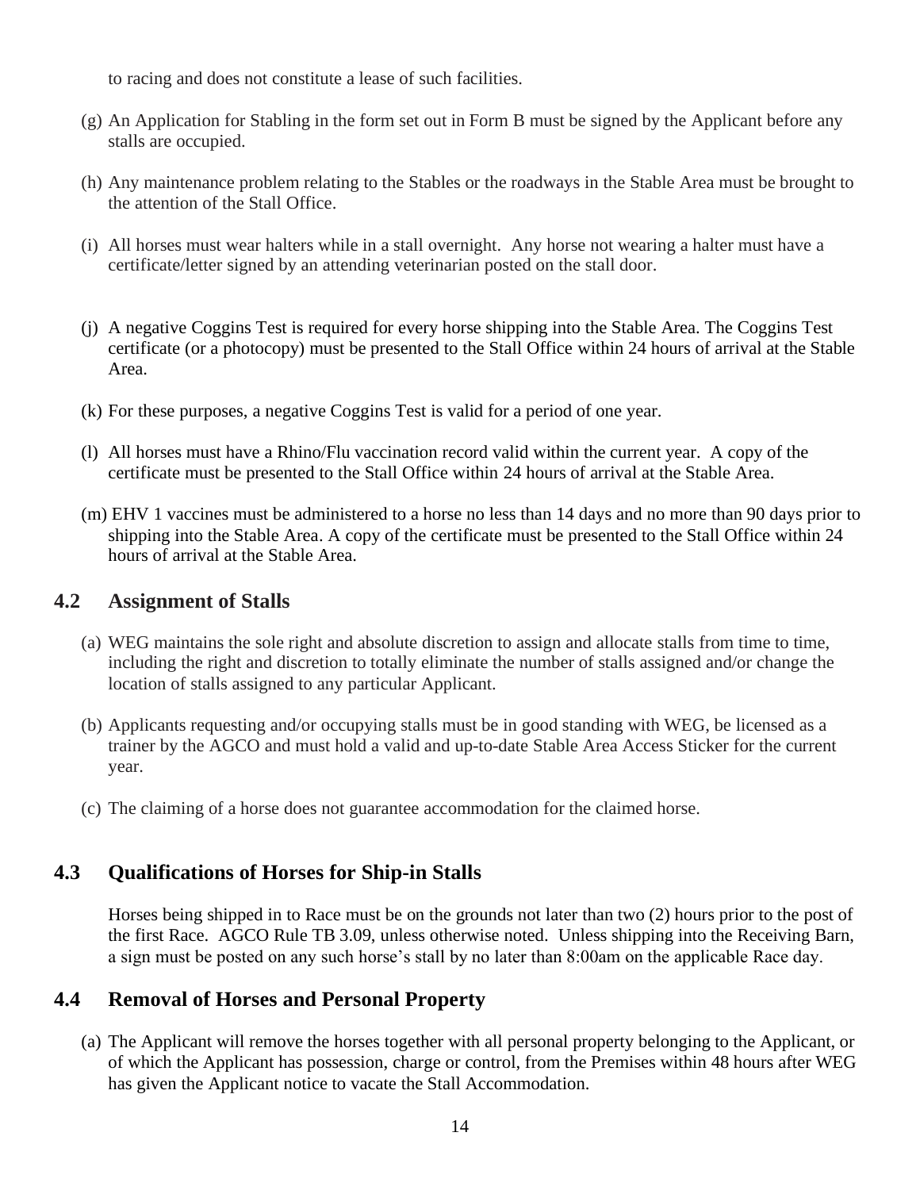to racing and does not constitute a lease of such facilities.

(g) An Application for Stabling in the form set out in Form B must be signed by the Applicant before any stalls are occupied.

(h) Any maintenance problem relating to the Stables or the roadways in the Stable Area must be brought to the attention of the Stall Office.

(i) All horses must wear halters while in a stall overnight. Any horse not wearing a halter must have a certificate/letter signed by an attending veterinarian posted on the stall door.

(j) A negative Coggins Test is required for every horse shipping into the Stable Area. The Coggins Test certificate (or a photocopy) must be presented to the Stall Office within 24 hours of arrival at the Stable Area.

(k) For these purposes, a negative Coggins Test is valid for a period of one year.

(l) All horses must have a Rhino/Flu vaccination record valid within the current year. A copy of the certificate must be presented to the Stall Office within 24 hours of arrival at the Stable Area.

(m) EHV 1 vaccines must be administered to a horse no less than 14 days and no more than 90 days prior to shipping into the Stable Area. A copy of the certificate must be presented to the Stall Office within 24 hours of arrival at the Stable Area.

## 4.2 Assignment of Stalls

(a) WEG maintains the sole right and absolute discretion to assign and allocate stalls from time to time, including the right and discretion to totally eliminate the number of stalls assigned and/or change the location of stalls assigned to any particular Applicant.

(b) Applicants requesting and/or occupying stalls must be in good standing with WEG, be licensed as a trainer by the AGCO and must hold a valid and up-to-date Stable Area Access Sticker for the current year.

(c) The claiming of a horse does not guarantee accommodation for the claimed horse.

## 4.3 Qualifications of Horses for Ship-in Stalls

Horses being shipped in to Race must be on the grounds not later than two (2) hours prior to the post of the first Race. AGCO Rule TB 3.09, unless otherwise noted. Unless shipping into the Receiving Barn, a sign must be posted on any such horse's stall by no later than 8:00am on the applicable Race day.

## 4.4 Removal of Horses and Personal Property

(a) The Applicant will remove the horses together with all personal property belonging to the Applicant, or of which the Applicant has possession, charge or control, from the Premises within 48 hours after WEG has given the Applicant notice to vacate the Stall Accommodation.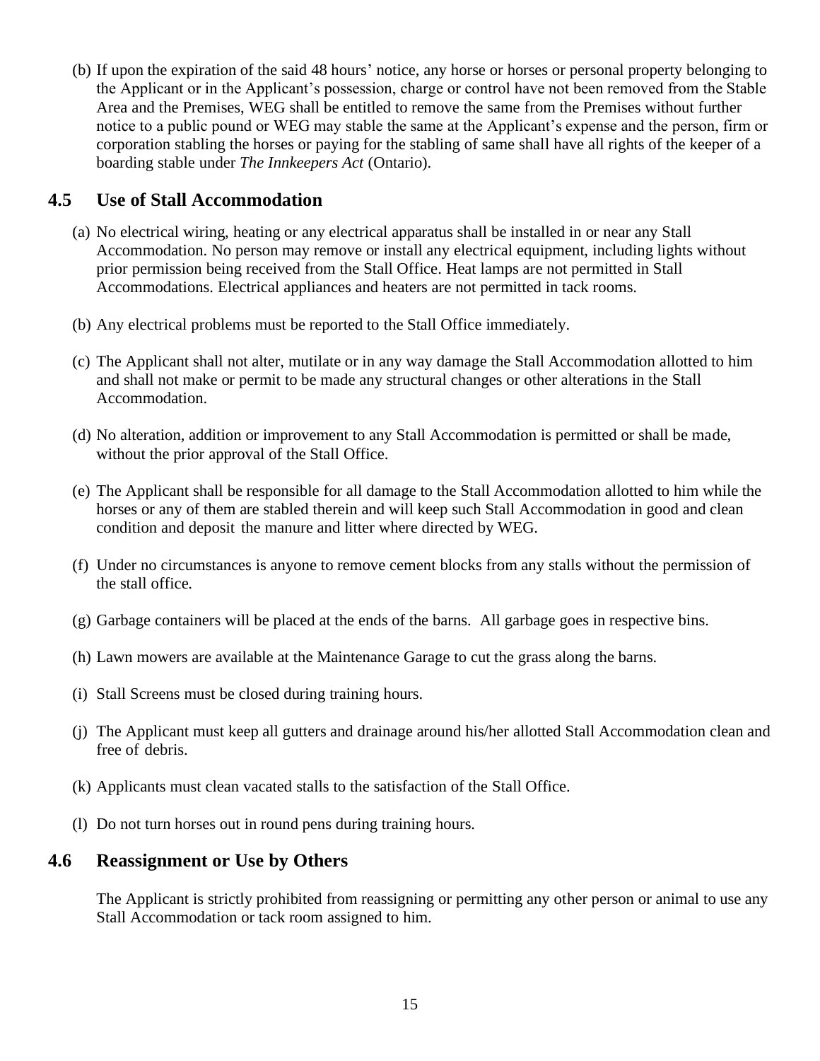(b) If upon the expiration of the said 48 hours' notice, any horse or horses or personal property belonging to the Applicant or in the Applicant's possession, charge or control have not been removed from the Stable Area and the Premises, WEG shall be entitled to remove the same from the Premises without further notice to a public pound or WEG may stable the same at the Applicant's expense and the person, firm or corporation stabling the horses or paying for the stabling of same shall have all rights of the keeper of a boarding stable under *The Innkeepers Act* (Ontario).

## 4.5 Use of Stall Accommodation

(a) No electrical wiring, heating or any electrical apparatus shall be installed in or near any Stall Accommodation. No person may remove or install any electrical equipment, including lights without prior permission being received from the Stall Office. Heat lamps are not permitted in Stall Accommodations. Electrical appliances and heaters are not permitted in tack rooms.

(b) Any electrical problems must be reported to the Stall Office immediately.

(c) The Applicant shall not alter, mutilate or in any way damage the Stall Accommodation allotted to him and shall not make or permit to be made any structural changes or other alterations in the Stall Accommodation.

(d) No alteration, addition or improvement to any Stall Accommodation is permitted or shall be made, without the prior approval of the Stall Office.

(e) The Applicant shall be responsible for all damage to the Stall Accommodation allotted to him while the horses or any of them are stabled therein and will keep such Stall Accommodation in good and clean condition and deposit the manure and litter where directed by WEG.

(f) Under no circumstances is anyone to remove cement blocks from any stalls without the permission of the stall office.

(g) Garbage containers will be placed at the ends of the barns. All garbage goes in respective bins.

(h) Lawn mowers are available at the Maintenance Garage to cut the grass along the barns.

(i) Stall Screens must be closed during training hours.

(j) The Applicant must keep all gutters and drainage around his/her allotted Stall Accommodation clean and free of debris.

(k) Applicants must clean vacated stalls to the satisfaction of the Stall Office.

(l) Do not turn horses out in round pens during training hours.

## 4.6 Reassignment or Use by Others

The Applicant is strictly prohibited from reassigning or permitting any other person or animal to use any Stall Accommodation or tack room assigned to him.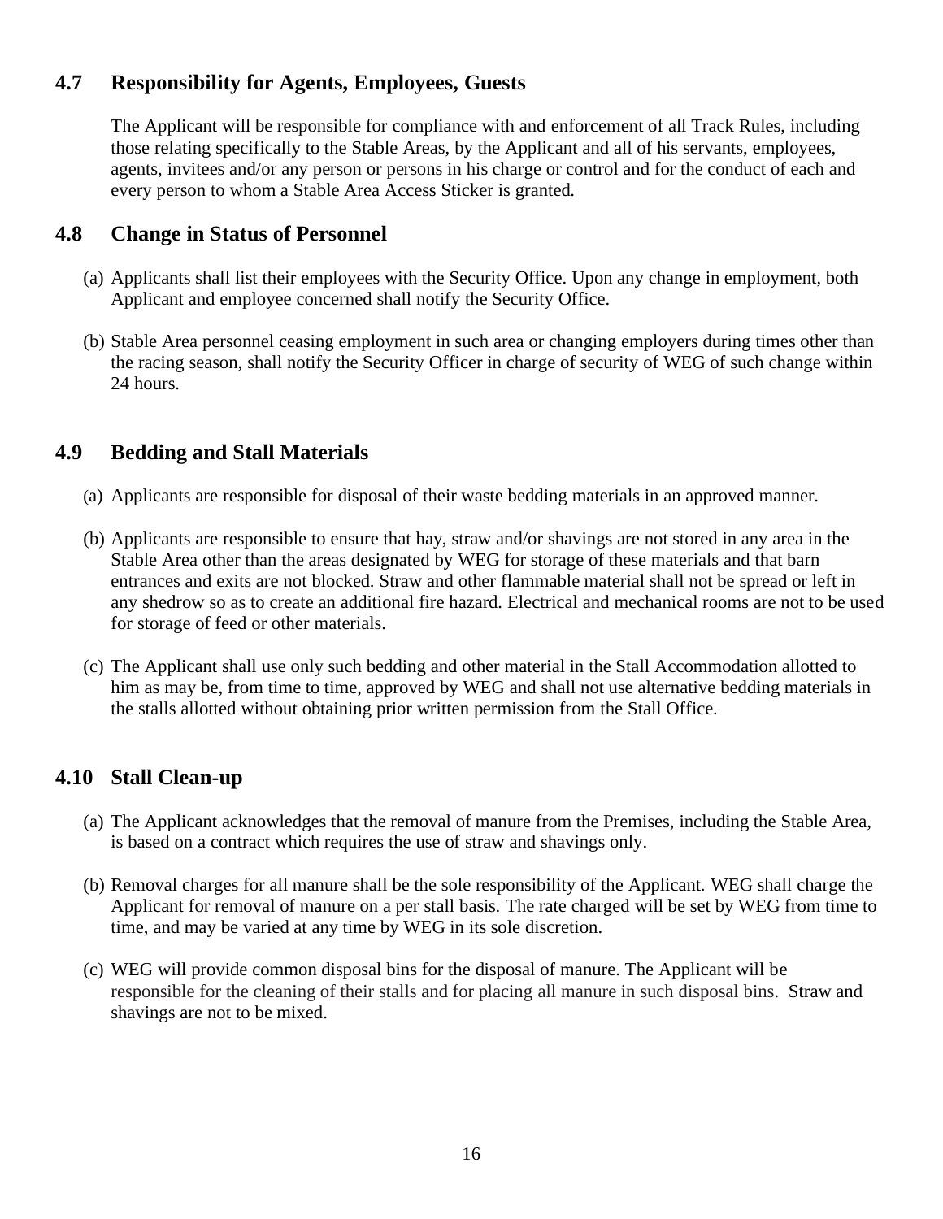## 4.7 Responsibility for Agents, Employees, Guests

The Applicant will be responsible for compliance with and enforcement of all Track Rules, including those relating specifically to the Stable Areas, by the Applicant and all of his servants, employees, agents, invitees and/or any person or persons in his charge or control and for the conduct of each and every person to whom a Stable Area Access Sticker is granted.

## 4.8 Change in Status of Personnel

(a) Applicants shall list their employees with the Security Office. Upon any change in employment, both Applicant and employee concerned shall notify the Security Office.

(b) Stable Area personnel ceasing employment in such area or changing employers during times other than the racing season, shall notify the Security Officer in charge of security of WEG of such change within 24 hours.

## 4.9 Bedding and Stall Materials

(a) Applicants are responsible for disposal of their waste bedding materials in an approved manner.

(b) Applicants are responsible to ensure that hay, straw and/or shavings are not stored in any area in the Stable Area other than the areas designated by WEG for storage of these materials and that barn entrances and exits are not blocked. Straw and other flammable material shall not be spread or left in any shedrow so as to create an additional fire hazard. Electrical and mechanical rooms are not to be used for storage of feed or other materials.

(c) The Applicant shall use only such bedding and other material in the Stall Accommodation allotted to him as may be, from time to time, approved by WEG and shall not use alternative bedding materials in the stalls allotted without obtaining prior written permission from the Stall Office.

## 4.10 Stall Clean-up

(a) The Applicant acknowledges that the removal of manure from the Premises, including the Stable Area, is based on a contract which requires the use of straw and shavings only.

(b) Removal charges for all manure shall be the sole responsibility of the Applicant. WEG shall charge the Applicant for removal of manure on a per stall basis. The rate charged will be set by WEG from time to time, and may be varied at any time by WEG in its sole discretion.

(c) WEG will provide common disposal bins for the disposal of manure. The Applicant will be responsible for the cleaning of their stalls and for placing all manure in such disposal bins. Straw and shavings are not to be mixed.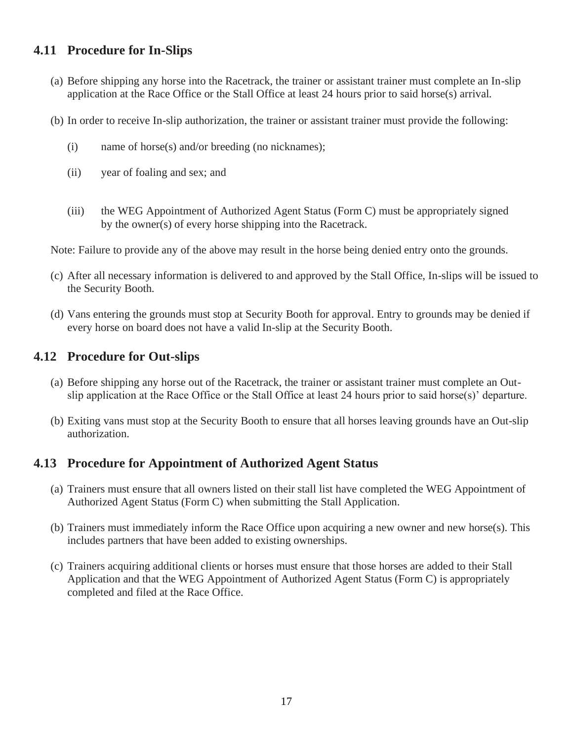## 4.11 Procedure for In-Slips

(a) Before shipping any horse into the Racetrack, the trainer or assistant trainer must complete an In-slip application at the Race Office or the Stall Office at least 24 hours prior to said horse(s) arrival.

(b) In order to receive In-slip authorization, the trainer or assistant trainer must provide the following:

- (i) name of horse(s) and/or breeding (no nicknames);
- (ii) year of foaling and sex; and
- (iii) the WEG Appointment of Authorized Agent Status (Form C) must be appropriately signed by the owner(s) of every horse shipping into the Racetrack.

Note: Failure to provide any of the above may result in the horse being denied entry onto the grounds.

(c) After all necessary information is delivered to and approved by the Stall Office, In-slips will be issued to the Security Booth.

(d) Vans entering the grounds must stop at Security Booth for approval. Entry to grounds may be denied if every horse on board does not have a valid In-slip at the Security Booth.

## 4.12 Procedure for Out-slips

(a) Before shipping any horse out of the Racetrack, the trainer or assistant trainer must complete an Out-slip application at the Race Office or the Stall Office at least 24 hours prior to said horse(s)' departure.

(b) Exiting vans must stop at the Security Booth to ensure that all horses leaving grounds have an Out-slip authorization.

## 4.13 Procedure for Appointment of Authorized Agent Status

(a) Trainers must ensure that all owners listed on their stall list have completed the WEG Appointment of Authorized Agent Status (Form C) when submitting the Stall Application.

(b) Trainers must immediately inform the Race Office upon acquiring a new owner and new horse(s). This includes partners that have been added to existing ownerships.

(c) Trainers acquiring additional clients or horses must ensure that those horses are added to their Stall Application and that the WEG Appointment of Authorized Agent Status (Form C) is appropriately completed and filed at the Race Office.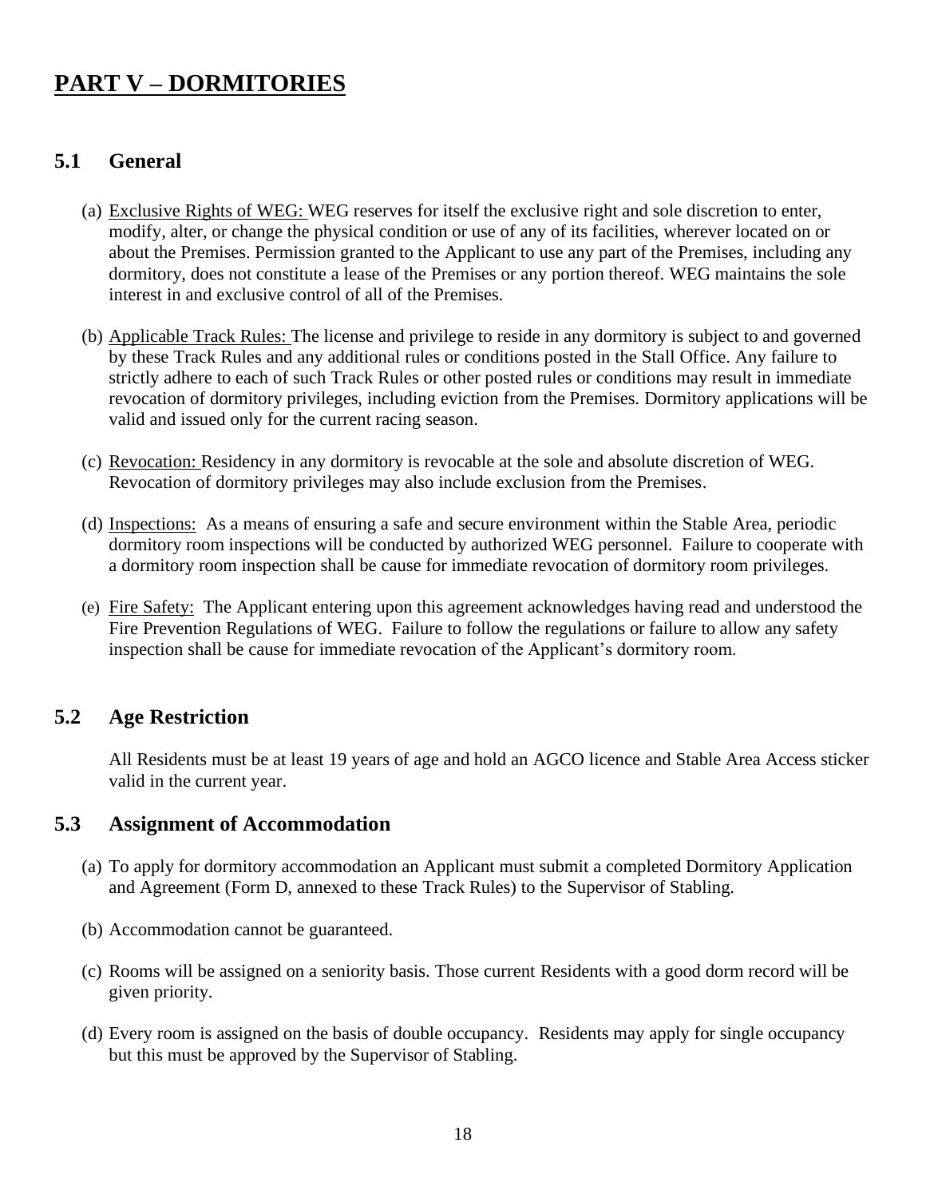# PART V – DORMITORIES

## 5.1 General

(a) Exclusive Rights of WEG: WEG reserves for itself the exclusive right and sole discretion to enter, modify, alter, or change the physical condition or use of any of its facilities, wherever located on or about the Premises. Permission granted to the Applicant to use any part of the Premises, including any dormitory, does not constitute a lease of the Premises or any portion thereof. WEG maintains the sole interest in and exclusive control of all of the Premises.

(b) Applicable Track Rules: The license and privilege to reside in any dormitory is subject to and governed by these Track Rules and any additional rules or conditions posted in the Stall Office. Any failure to strictly adhere to each of such Track Rules or other posted rules or conditions may result in immediate revocation of dormitory privileges, including eviction from the Premises. Dormitory applications will be valid and issued only for the current racing season.

(c) Revocation: Residency in any dormitory is revocable at the sole and absolute discretion of WEG. Revocation of dormitory privileges may also include exclusion from the Premises.

(d) Inspections: As a means of ensuring a safe and secure environment within the Stable Area, periodic dormitory room inspections will be conducted by authorized WEG personnel. Failure to cooperate with a dormitory room inspection shall be cause for immediate revocation of dormitory room privileges.

(e) Fire Safety: The Applicant entering upon this agreement acknowledges having read and understood the Fire Prevention Regulations of WEG. Failure to follow the regulations or failure to allow any safety inspection shall be cause for immediate revocation of the Applicant's dormitory room.

## 5.2 Age Restriction

All Residents must be at least 19 years of age and hold an AGCO licence and Stable Area Access sticker valid in the current year.

## 5.3 Assignment of Accommodation

(a) To apply for dormitory accommodation an Applicant must submit a completed Dormitory Application and Agreement (Form D, annexed to these Track Rules) to the Supervisor of Stabling.

(b) Accommodation cannot be guaranteed.

(c) Rooms will be assigned on a seniority basis. Those current Residents with a good dorm record will be given priority.

(d) Every room is assigned on the basis of double occupancy. Residents may apply for single occupancy but this must be approved by the Supervisor of Stabling.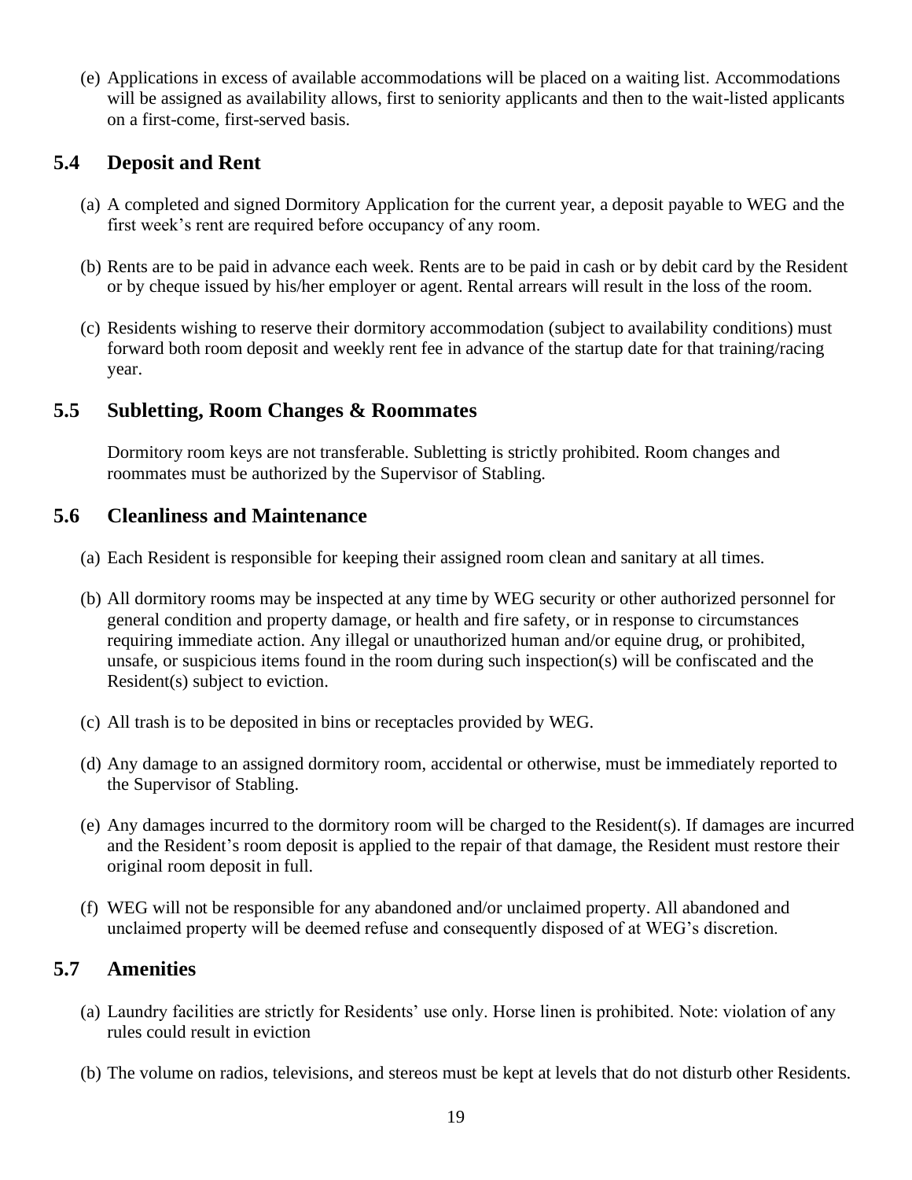(e) Applications in excess of available accommodations will be placed on a waiting list. Accommodations will be assigned as availability allows, first to seniority applicants and then to the wait-listed applicants on a first-come, first-served basis.

## 5.4 Deposit and Rent

(a) A completed and signed Dormitory Application for the current year, a deposit payable to WEG and the first week's rent are required before occupancy of any room.

(b) Rents are to be paid in advance each week. Rents are to be paid in cash or by debit card by the Resident or by cheque issued by his/her employer or agent. Rental arrears will result in the loss of the room.

(c) Residents wishing to reserve their dormitory accommodation (subject to availability conditions) must forward both room deposit and weekly rent fee in advance of the startup date for that training/racing year.

## 5.5 Subletting, Room Changes & Roommates

Dormitory room keys are not transferable. Subletting is strictly prohibited. Room changes and roommates must be authorized by the Supervisor of Stabling.

## 5.6 Cleanliness and Maintenance

(a) Each Resident is responsible for keeping their assigned room clean and sanitary at all times.

(b) All dormitory rooms may be inspected at any time by WEG security or other authorized personnel for general condition and property damage, or health and fire safety, or in response to circumstances requiring immediate action. Any illegal or unauthorized human and/or equine drug, or prohibited, unsafe, or suspicious items found in the room during such inspection(s) will be confiscated and the Resident(s) subject to eviction.

(c) All trash is to be deposited in bins or receptacles provided by WEG.

(d) Any damage to an assigned dormitory room, accidental or otherwise, must be immediately reported to the Supervisor of Stabling.

(e) Any damages incurred to the dormitory room will be charged to the Resident(s). If damages are incurred and the Resident's room deposit is applied to the repair of that damage, the Resident must restore their original room deposit in full.

(f) WEG will not be responsible for any abandoned and/or unclaimed property. All abandoned and unclaimed property will be deemed refuse and consequently disposed of at WEG's discretion.

## 5.7 Amenities

(a) Laundry facilities are strictly for Residents' use only. Horse linen is prohibited. Note: violation of any rules could result in eviction

(b) The volume on radios, televisions, and stereos must be kept at levels that do not disturb other Residents.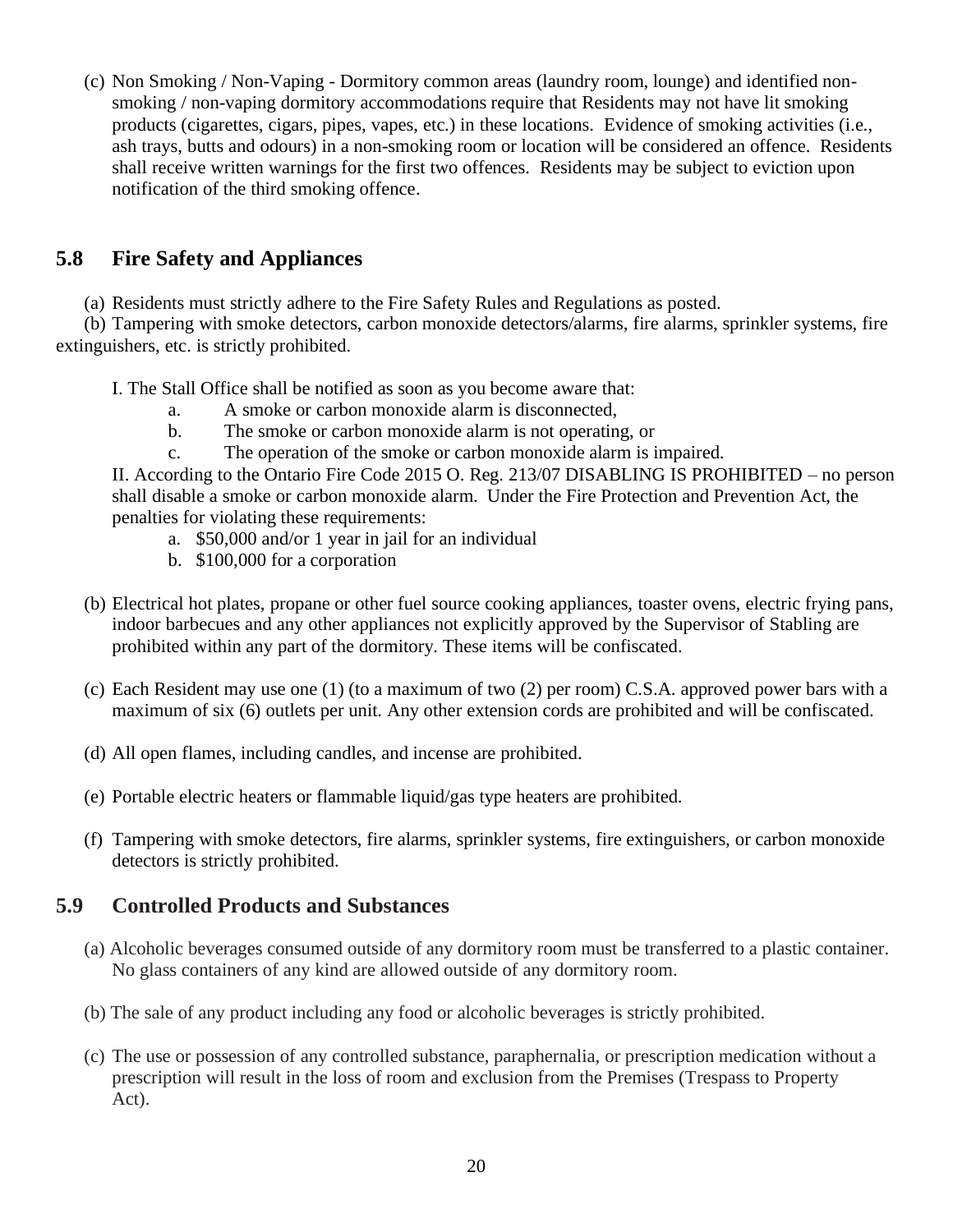(c) Non Smoking / Non-Vaping - Dormitory common areas (laundry room, lounge) and identified non-smoking / non-vaping dormitory accommodations require that Residents may not have lit smoking products (cigarettes, cigars, pipes, vapes, etc.) in these locations. Evidence of smoking activities (i.e., ash trays, butts and odours) in a non-smoking room or location will be considered an offence. Residents shall receive written warnings for the first two offences. Residents may be subject to eviction upon notification of the third smoking offence.

## 5.8 Fire Safety and Appliances

(a) Residents must strictly adhere to the Fire Safety Rules and Regulations as posted.

(b) Tampering with smoke detectors, carbon monoxide detectors/alarms, fire alarms, sprinkler systems, fire extinguishers, etc. is strictly prohibited.

I. The Stall Office shall be notified as soon as you become aware that:

- a. A smoke or carbon monoxide alarm is disconnected,
- b. The smoke or carbon monoxide alarm is not operating, or
- c. The operation of the smoke or carbon monoxide alarm is impaired.

II. According to the Ontario Fire Code 2015 O. Reg. 213/07 DISABLING IS PROHIBITED – no person shall disable a smoke or carbon monoxide alarm. Under the Fire Protection and Prevention Act, the penalties for violating these requirements:

- a. $50,000 and/or 1 year in jail for an individual
- b. $100,000 for a corporation

(b) Electrical hot plates, propane or other fuel source cooking appliances, toaster ovens, electric frying pans, indoor barbecues and any other appliances not explicitly approved by the Supervisor of Stabling are prohibited within any part of the dormitory. These items will be confiscated.

(c) Each Resident may use one (1) (to a maximum of two (2) per room) C.S.A. approved power bars with a maximum of six (6) outlets per unit. Any other extension cords are prohibited and will be confiscated.

(d) All open flames, including candles, and incense are prohibited.

(e) Portable electric heaters or flammable liquid/gas type heaters are prohibited.

(f) Tampering with smoke detectors, fire alarms, sprinkler systems, fire extinguishers, or carbon monoxide detectors is strictly prohibited.

## 5.9 Controlled Products and Substances

(a) Alcoholic beverages consumed outside of any dormitory room must be transferred to a plastic container. No glass containers of any kind are allowed outside of any dormitory room.

(b) The sale of any product including any food or alcoholic beverages is strictly prohibited.

(c) The use or possession of any controlled substance, paraphernalia, or prescription medication without a prescription will result in the loss of room and exclusion from the Premises (Trespass to Property Act).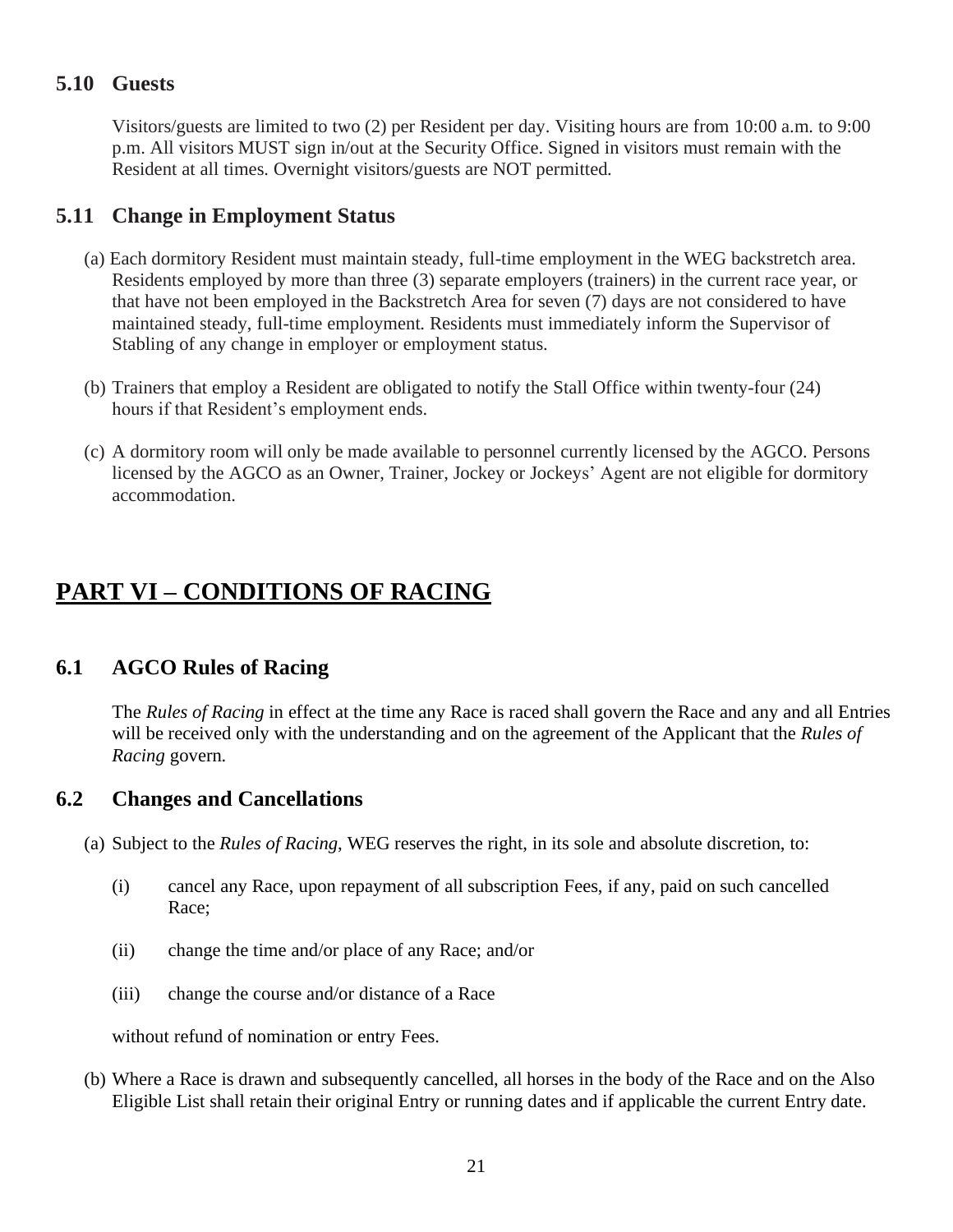### 5.10 Guests

Visitors/guests are limited to two (2) per Resident per day. Visiting hours are from 10:00 a.m. to 9:00 p.m. All visitors MUST sign in/out at the Security Office. Signed in visitors must remain with the Resident at all times. Overnight visitors/guests are NOT permitted.

### 5.11 Change in Employment Status

(a) Each dormitory Resident must maintain steady, full-time employment in the WEG backstretch area. Residents employed by more than three (3) separate employers (trainers) in the current race year, or that have not been employed in the Backstretch Area for seven (7) days are not considered to have maintained steady, full-time employment. Residents must immediately inform the Supervisor of Stabling of any change in employer or employment status.

(b) Trainers that employ a Resident are obligated to notify the Stall Office within twenty-four (24) hours if that Resident's employment ends.

(c) A dormitory room will only be made available to personnel currently licensed by the AGCO. Persons licensed by the AGCO as an Owner, Trainer, Jockey or Jockeys' Agent are not eligible for dormitory accommodation.

## PART VI – CONDITIONS OF RACING

### 6.1 AGCO Rules of Racing

The *Rules of Racing* in effect at the time any Race is raced shall govern the Race and any and all Entries will be received only with the understanding and on the agreement of the Applicant that the *Rules of Racing* govern.

### 6.2 Changes and Cancellations

(a) Subject to the *Rules of Racing*, WEG reserves the right, in its sole and absolute discretion, to:

(i) cancel any Race, upon repayment of all subscription Fees, if any, paid on such cancelled Race;

(ii) change the time and/or place of any Race; and/or

(iii) change the course and/or distance of a Race

without refund of nomination or entry Fees.

(b) Where a Race is drawn and subsequently cancelled, all horses in the body of the Race and on the Also Eligible List shall retain their original Entry or running dates and if applicable the current Entry date.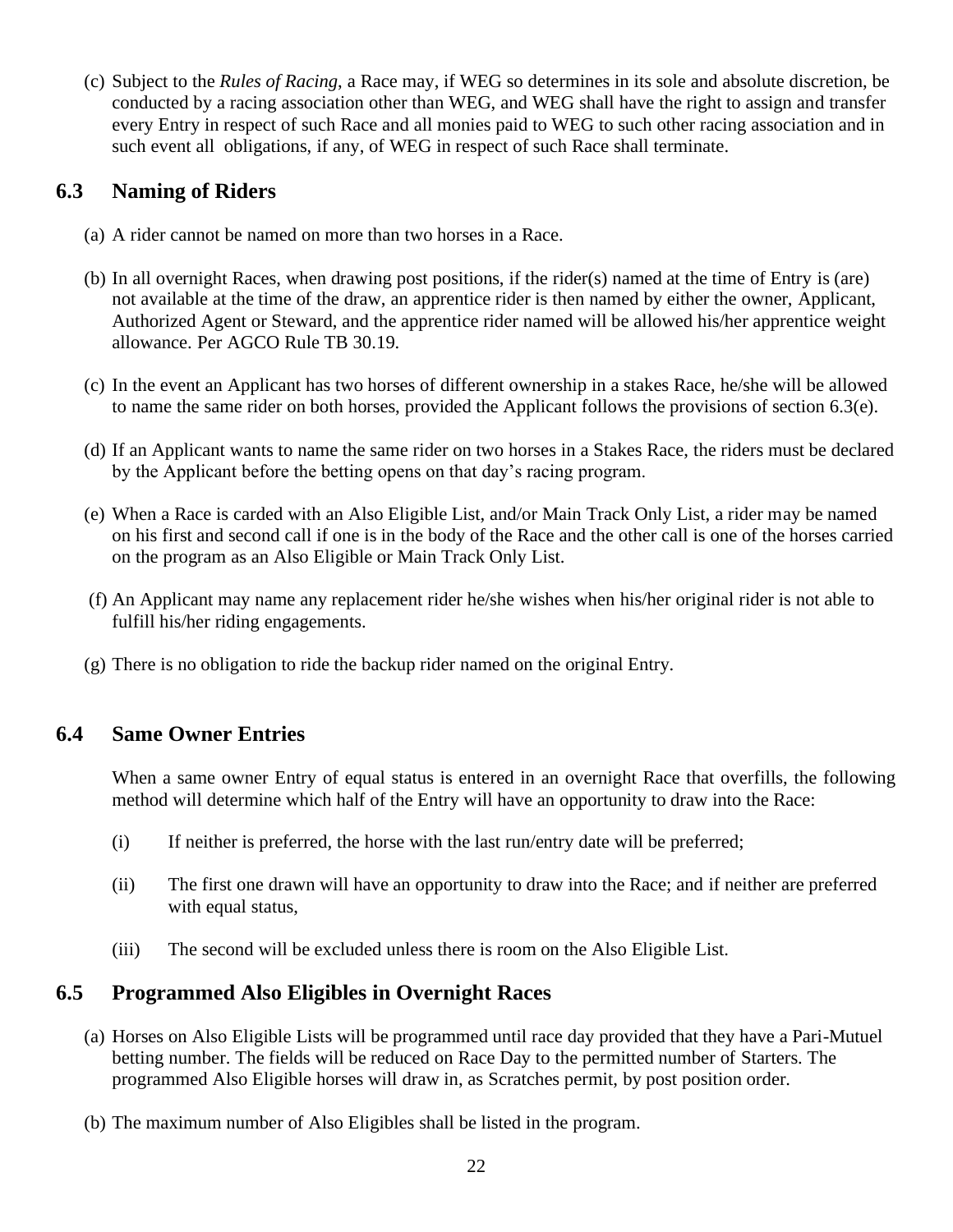(c) Subject to the *Rules of Racing*, a Race may, if WEG so determines in its sole and absolute discretion, be conducted by a racing association other than WEG, and WEG shall have the right to assign and transfer every Entry in respect of such Race and all monies paid to WEG to such other racing association and in such event all obligations, if any, of WEG in respect of such Race shall terminate.

## 6.3 Naming of Riders

(a) A rider cannot be named on more than two horses in a Race.

(b) In all overnight Races, when drawing post positions, if the rider(s) named at the time of Entry is (are) not available at the time of the draw, an apprentice rider is then named by either the owner, Applicant, Authorized Agent or Steward, and the apprentice rider named will be allowed his/her apprentice weight allowance. Per AGCO Rule TB 30.19.

(c) In the event an Applicant has two horses of different ownership in a stakes Race, he/she will be allowed to name the same rider on both horses, provided the Applicant follows the provisions of section 6.3(e).

(d) If an Applicant wants to name the same rider on two horses in a Stakes Race, the riders must be declared by the Applicant before the betting opens on that day's racing program.

(e) When a Race is carded with an Also Eligible List, and/or Main Track Only List, a rider may be named on his first and second call if one is in the body of the Race and the other call is one of the horses carried on the program as an Also Eligible or Main Track Only List.

(f) An Applicant may name any replacement rider he/she wishes when his/her original rider is not able to fulfill his/her riding engagements.

(g) There is no obligation to ride the backup rider named on the original Entry.

## 6.4 Same Owner Entries

When a same owner Entry of equal status is entered in an overnight Race that overfills, the following method will determine which half of the Entry will have an opportunity to draw into the Race:

(i) If neither is preferred, the horse with the last run/entry date will be preferred;

(ii) The first one drawn will have an opportunity to draw into the Race; and if neither are preferred with equal status,

(iii) The second will be excluded unless there is room on the Also Eligible List.

## 6.5 Programmed Also Eligibles in Overnight Races

(a) Horses on Also Eligible Lists will be programmed until race day provided that they have a Pari-Mutuel betting number. The fields will be reduced on Race Day to the permitted number of Starters. The programmed Also Eligible horses will draw in, as Scratches permit, by post position order.

(b) The maximum number of Also Eligibles shall be listed in the program.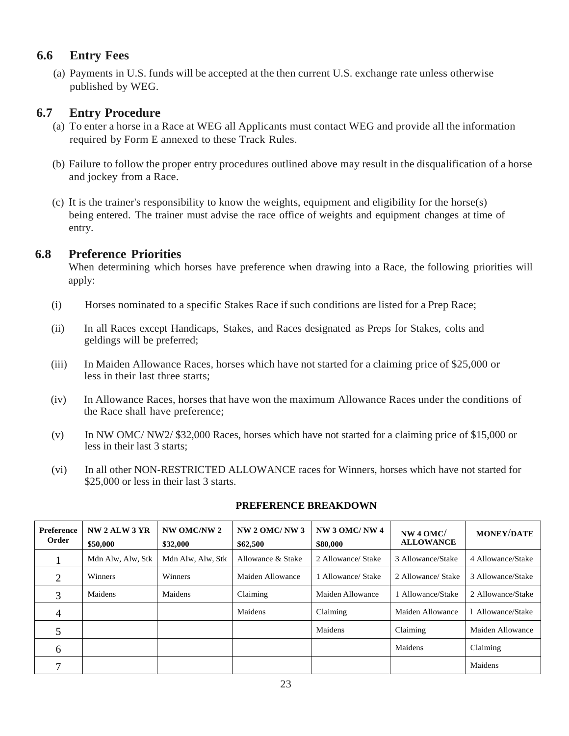## 6.6 Entry Fees

(a) Payments in U.S. funds will be accepted at the then current U.S. exchange rate unless otherwise published by WEG.

## 6.7 Entry Procedure

(a) To enter a horse in a Race at WEG all Applicants must contact WEG and provide all the information required by Form E annexed to these Track Rules.

(b) Failure to follow the proper entry procedures outlined above may result in the disqualification of a horse and jockey from a Race.

(c) It is the trainer's responsibility to know the weights, equipment and eligibility for the horse(s) being entered. The trainer must advise the race office of weights and equipment changes at time of entry.

## 6.8 Preference Priorities

When determining which horses have preference when drawing into a Race, the following priorities will apply:

(i) Horses nominated to a specific Stakes Race if such conditions are listed for a Prep Race;

(ii) In all Races except Handicaps, Stakes, and Races designated as Preps for Stakes, colts and geldings will be preferred;

(iii) In Maiden Allowance Races, horses which have not started for a claiming price of $25,000 or less in their last three starts;

(iv) In Allowance Races, horses that have won the maximum Allowance Races under the conditions of the Race shall have preference;

(v) In NW OMC/ NW2/ $32,000 Races, horses which have not started for a claiming price of $15,000 or less in their last 3 starts;

(vi) In all other NON-RESTRICTED ALLOWANCE races for Winners, horses which have not started for $25,000 or less in their last 3 starts.

**PREFERENCE BREAKDOWN**

| Preference Order | NW 2 ALW 3 YR $50,000 | NW OMC/NW 2 $32,000 | NW 2 OMC/ NW 3 $62,500 | NW 3 OMC/ NW 4 $80,000 | NW 4 OMC/ ALLOWANCE | MONEY/DATE |
|---|---|---|---|---|---|---|
| 1 | Mdn Alw, Alw, Stk | Mdn Alw, Alw, Stk | Allowance & Stake | 2 Allowance/ Stake | 3 Allowance/Stake | 4 Allowance/Stake |
| 2 | Winners | Winners | Maiden Allowance | 1 Allowance/ Stake | 2 Allowance/ Stake | 3 Allowance/Stake |
| 3 | Maidens | Maidens | Claiming | Maiden Allowance | 1 Allowance/Stake | 2 Allowance/Stake |
| 4 | | | Maidens | Claiming | Maiden Allowance | 1 Allowance/Stake |
| 5 | | | | Maidens | Claiming | Maiden Allowance |
| 6 | | | | | Maidens | Claiming |
| 7 | | | | | | Maidens |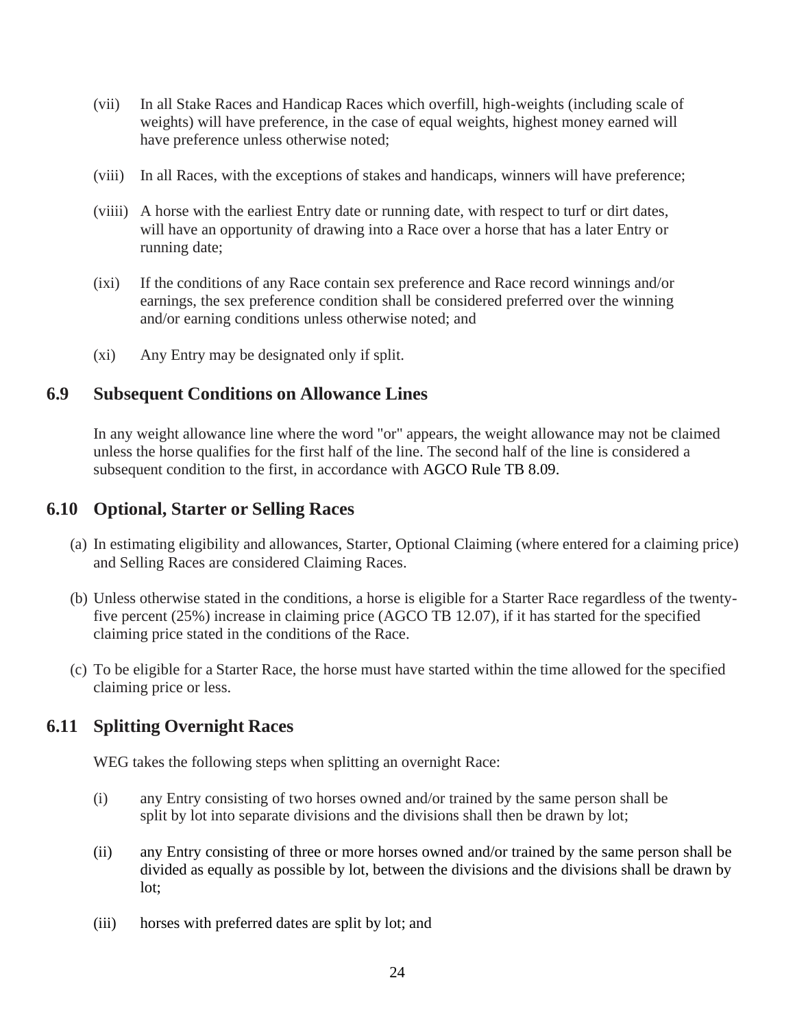(vii) In all Stake Races and Handicap Races which overfill, high-weights (including scale of weights) will have preference, in the case of equal weights, highest money earned will have preference unless otherwise noted;

(viii) In all Races, with the exceptions of stakes and handicaps, winners will have preference;

(viiii) A horse with the earliest Entry date or running date, with respect to turf or dirt dates, will have an opportunity of drawing into a Race over a horse that has a later Entry or running date;

(ixi) If the conditions of any Race contain sex preference and Race record winnings and/or earnings, the sex preference condition shall be considered preferred over the winning and/or earning conditions unless otherwise noted; and

(xi) Any Entry may be designated only if split.

## 6.9 Subsequent Conditions on Allowance Lines

In any weight allowance line where the word "or" appears, the weight allowance may not be claimed unless the horse qualifies for the first half of the line. The second half of the line is considered a subsequent condition to the first, in accordance with AGCO Rule TB 8.09.

## 6.10 Optional, Starter or Selling Races

(a) In estimating eligibility and allowances, Starter, Optional Claiming (where entered for a claiming price) and Selling Races are considered Claiming Races.

(b) Unless otherwise stated in the conditions, a horse is eligible for a Starter Race regardless of the twenty-five percent (25%) increase in claiming price (AGCO TB 12.07), if it has started for the specified claiming price stated in the conditions of the Race.

(c) To be eligible for a Starter Race, the horse must have started within the time allowed for the specified claiming price or less.

## 6.11 Splitting Overnight Races

WEG takes the following steps when splitting an overnight Race:

(i) any Entry consisting of two horses owned and/or trained by the same person shall be split by lot into separate divisions and the divisions shall then be drawn by lot;

(ii) any Entry consisting of three or more horses owned and/or trained by the same person shall be divided as equally as possible by lot, between the divisions and the divisions shall be drawn by lot;

(iii) horses with preferred dates are split by lot; and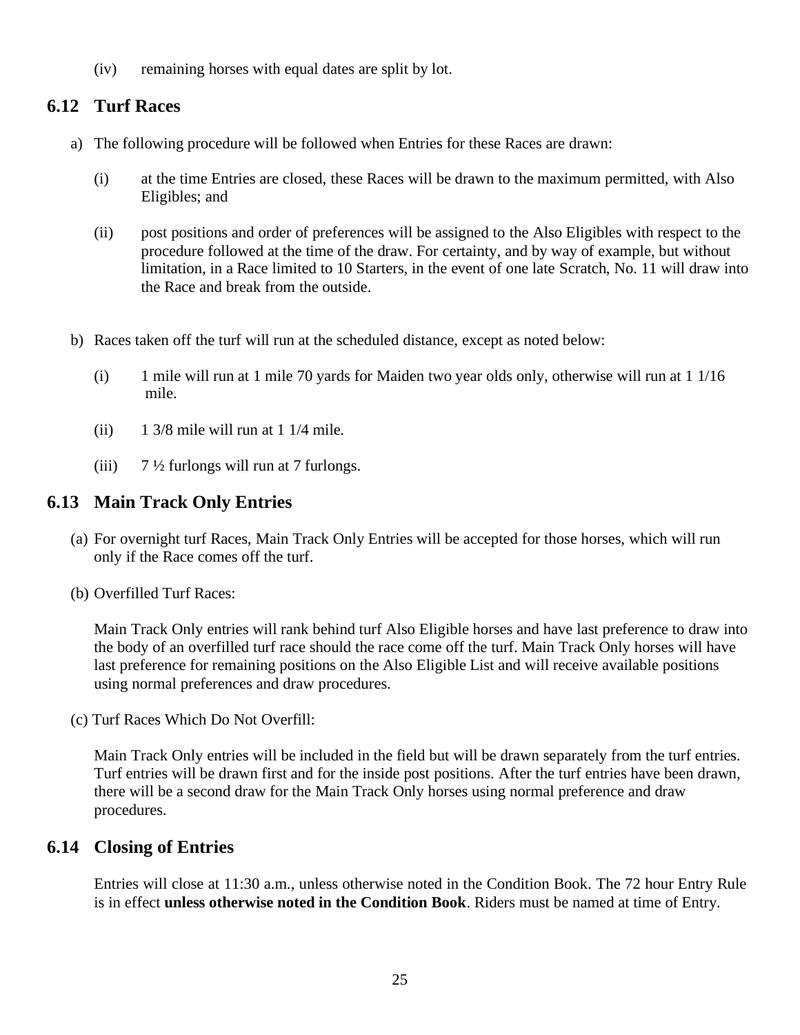(iv) remaining horses with equal dates are split by lot.

## 6.12 Turf Races

a) The following procedure will be followed when Entries for these Races are drawn:

   (i) at the time Entries are closed, these Races will be drawn to the maximum permitted, with Also Eligibles; and

   (ii) post positions and order of preferences will be assigned to the Also Eligibles with respect to the procedure followed at the time of the draw. For certainty, and by way of example, but without limitation, in a Race limited to 10 Starters, in the event of one late Scratch, No. 11 will draw into the Race and break from the outside.

b) Races taken off the turf will run at the scheduled distance, except as noted below:

   (i) 1 mile will run at 1 mile 70 yards for Maiden two year olds only, otherwise will run at 1 1/16 mile.

   (ii) 1 3/8 mile will run at 1 1/4 mile.

   (iii) 7 ½ furlongs will run at 7 furlongs.

## 6.13 Main Track Only Entries

(a) For overnight turf Races, Main Track Only Entries will be accepted for those horses, which will run only if the Race comes off the turf.

(b) Overfilled Turf Races:

Main Track Only entries will rank behind turf Also Eligible horses and have last preference to draw into the body of an overfilled turf race should the race come off the turf. Main Track Only horses will have last preference for remaining positions on the Also Eligible List and will receive available positions using normal preferences and draw procedures.

(c) Turf Races Which Do Not Overfill:

Main Track Only entries will be included in the field but will be drawn separately from the turf entries. Turf entries will be drawn first and for the inside post positions. After the turf entries have been drawn, there will be a second draw for the Main Track Only horses using normal preference and draw procedures.

## 6.14 Closing of Entries

Entries will close at 11:30 a.m., unless otherwise noted in the Condition Book. The 72 hour Entry Rule is in effect **unless otherwise noted in the Condition Book**. Riders must be named at time of Entry.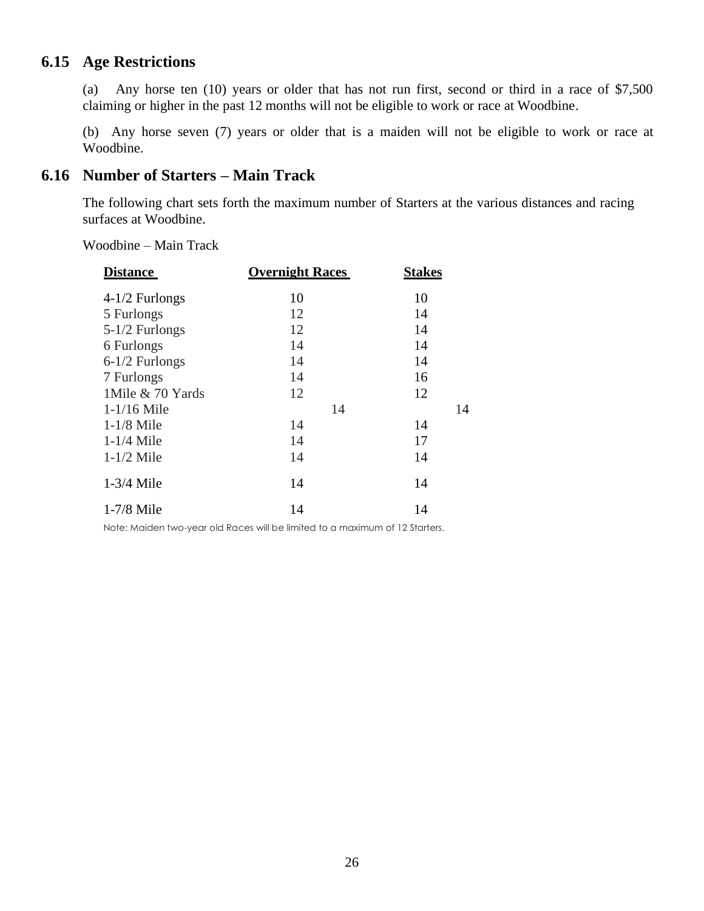## 6.15 Age Restrictions

(a) Any horse ten (10) years or older that has not run first, second or third in a race of $7,500 claiming or higher in the past 12 months will not be eligible to work or race at Woodbine.

(b) Any horse seven (7) years or older that is a maiden will not be eligible to work or race at Woodbine.

## 6.16 Number of Starters – Main Track

The following chart sets forth the maximum number of Starters at the various distances and racing surfaces at Woodbine.

Woodbine – Main Track

| Distance | Overnight Races | Stakes |
|---|---|---|
| 4-1/2 Furlongs | 10 | 10 |
| 5 Furlongs | 12 | 14 |
| 5-1/2 Furlongs | 12 | 14 |
| 6 Furlongs | 14 | 14 |
| 6-1/2 Furlongs | 14 | 14 |
| 7 Furlongs | 14 | 16 |
| 1Mile & 70 Yards | 12 | 12 |
| 1-1/16 Mile | 14 | 14 |
| 1-1/8 Mile | 14 | 14 |
| 1-1/4 Mile | 14 | 17 |
| 1-1/2 Mile | 14 | 14 |
| 1-3/4 Mile | 14 | 14 |
| 1-7/8 Mile | 14 | 14 |

Note: Maiden two-year old Races will be limited to a maximum of 12 Starters.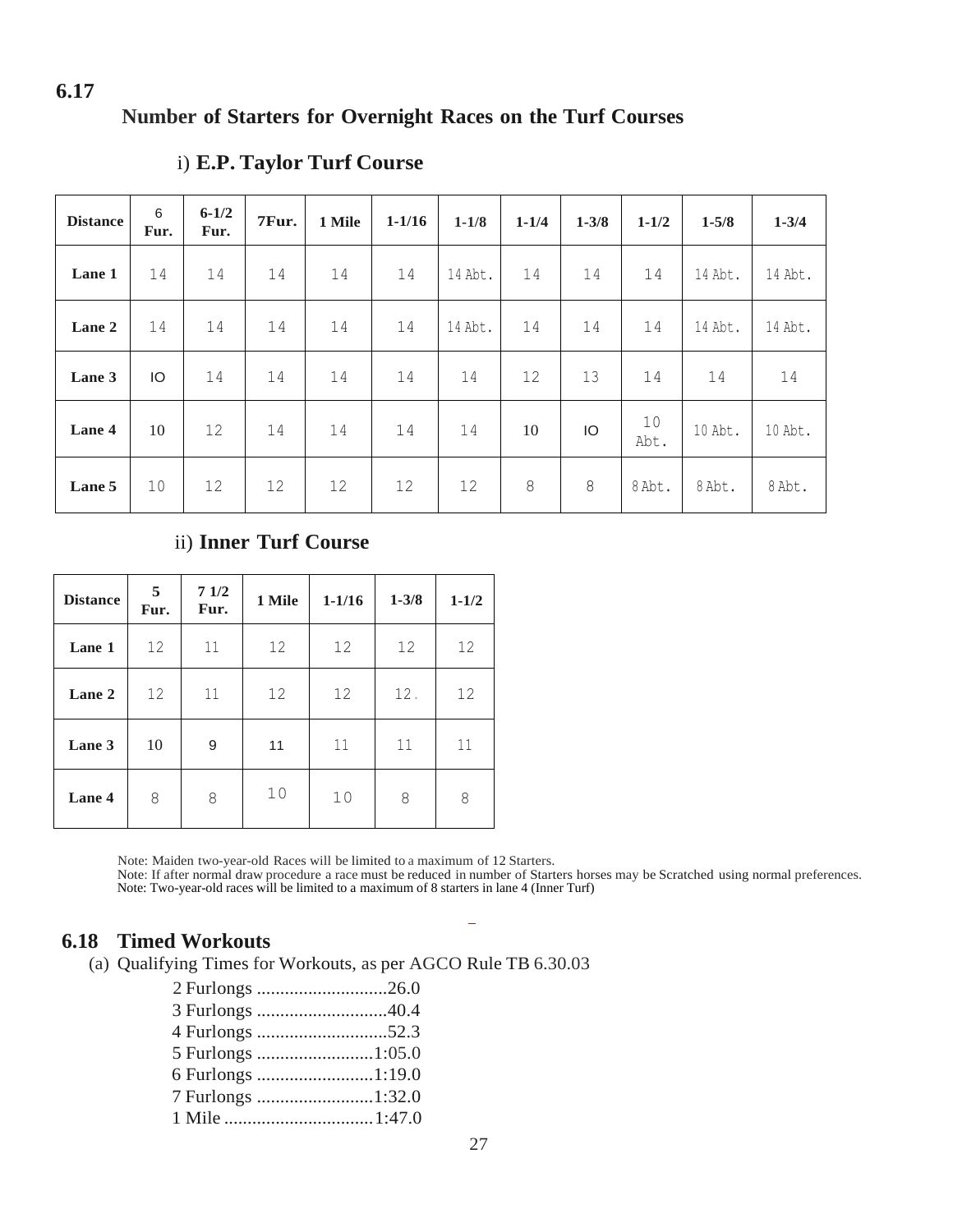**6.17**

## Number of Starters for Overnight Races on the Turf Courses

### i) E.P. Taylor Turf Course

| Distance | 6 Fur. | 6-1/2 Fur. | 7Fur. | 1 Mile | 1-1/16 | 1-1/8 | 1-1/4 | 1-3/8 | 1-1/2 | 1-5/8 | 1-3/4 |
|---|---|---|---|---|---|---|---|---|---|---|---|
| **Lane 1** | 14 | 14 | 14 | 14 | 14 | 14 Abt. | 14 | 14 | 14 | 14 Abt. | 14 Abt. |
| **Lane 2** | 14 | 14 | 14 | 14 | 14 | 14 Abt. | 14 | 14 | 14 | 14 Abt. | 14 Abt. |
| **Lane 3** | IO | 14 | 14 | 14 | 14 | 14 | 12 | 13 | 14 | 14 | 14 |
| **Lane 4** | 10 | 12 | 14 | 14 | 14 | 14 | 10 | IO | 10 Abt. | 10 Abt. | 10 Abt. |
| **Lane 5** | 10 | 12 | 12 | 12 | 12 | 12 | 8 | 8 | 8 Abt. | 8 Abt. | 8 Abt. |

### ii) Inner Turf Course

| Distance | 5 Fur. | 7 1/2 Fur. | 1 Mile | 1-1/16 | 1-3/8 | 1-1/2 |
|---|---|---|---|---|---|---|
| **Lane 1** | 12 | 11 | 12 | 12 | 12 | 12 |
| **Lane 2** | 12 | 11 | 12 | 12 | 12. | 12 |
| **Lane 3** | 10 | 9 | 11 | 11 | 11 | 11 |
| **Lane 4** | 8 | 8 | 10 | 10 | 8 | 8 |

Note: Maiden two-year-old Races will be limited to a maximum of 12 Starters.
Note: If after normal draw procedure a race must be reduced in number of Starters horses may be Scratched using normal preferences.
Note: Two-year-old races will be limited to a maximum of 8 starters in lane 4 (Inner Turf)

## 6.18 Timed Workouts

(a) Qualifying Times for Workouts, as per AGCO Rule TB 6.30.03

2 Furlongs ............................26.0
3 Furlongs ............................40.4
4 Furlongs ............................52.3
5 Furlongs .........................1:05.0
6 Furlongs .........................1:19.0
7 Furlongs .........................1:32.0
1 Mile ................................1:47.0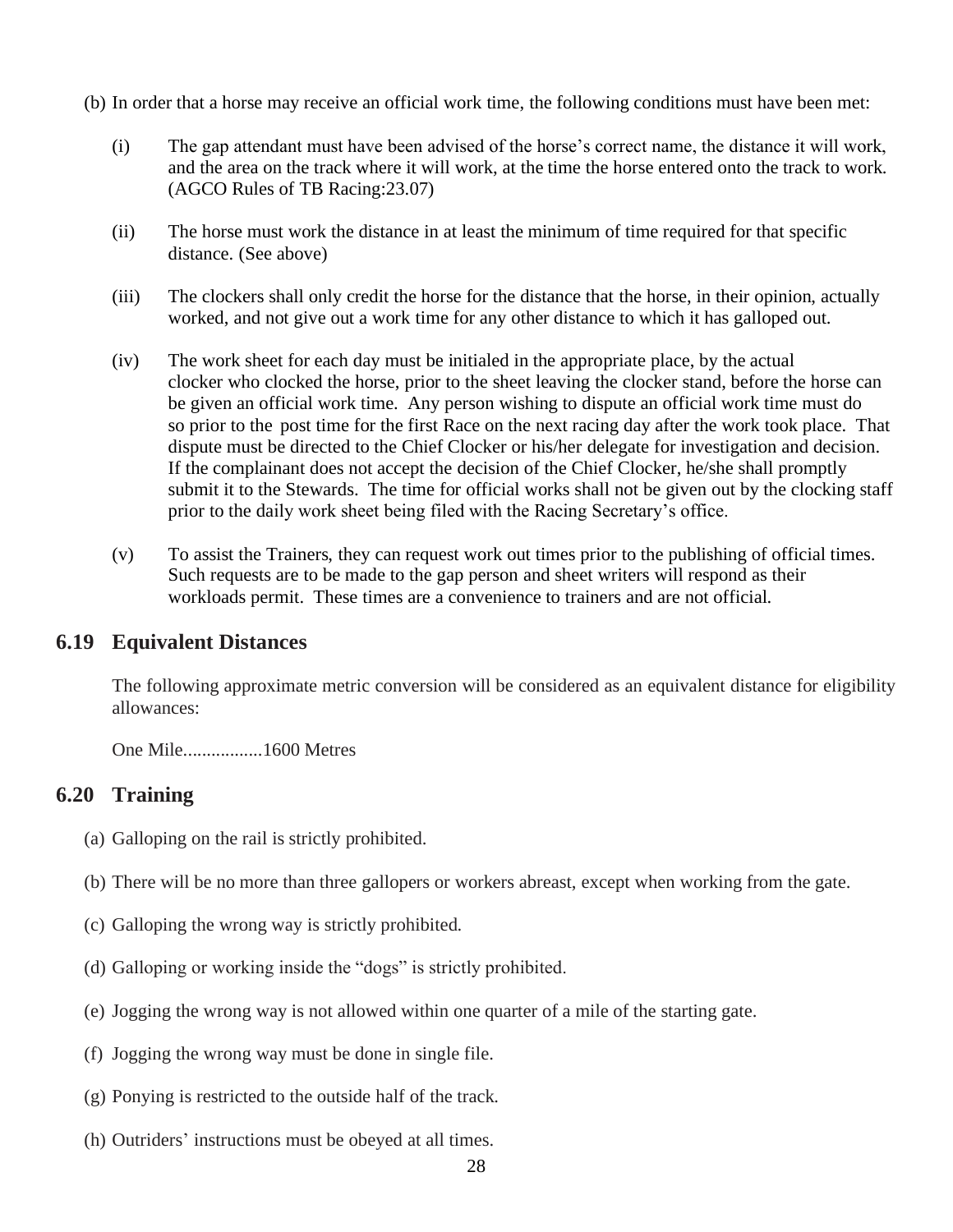(b) In order that a horse may receive an official work time, the following conditions must have been met:

(i) The gap attendant must have been advised of the horse's correct name, the distance it will work, and the area on the track where it will work, at the time the horse entered onto the track to work. (AGCO Rules of TB Racing:23.07)

(ii) The horse must work the distance in at least the minimum of time required for that specific distance. (See above)

(iii) The clockers shall only credit the horse for the distance that the horse, in their opinion, actually worked, and not give out a work time for any other distance to which it has galloped out.

(iv) The work sheet for each day must be initialed in the appropriate place, by the actual clocker who clocked the horse, prior to the sheet leaving the clocker stand, before the horse can be given an official work time. Any person wishing to dispute an official work time must do so prior to the post time for the first Race on the next racing day after the work took place. That dispute must be directed to the Chief Clocker or his/her delegate for investigation and decision. If the complainant does not accept the decision of the Chief Clocker, he/she shall promptly submit it to the Stewards. The time for official works shall not be given out by the clocking staff prior to the daily work sheet being filed with the Racing Secretary's office.

(v) To assist the Trainers, they can request work out times prior to the publishing of official times. Such requests are to be made to the gap person and sheet writers will respond as their workloads permit. These times are a convenience to trainers and are not official.

## 6.19 Equivalent Distances

The following approximate metric conversion will be considered as an equivalent distance for eligibility allowances:

One Mile.................1600 Metres

## 6.20 Training

(a) Galloping on the rail is strictly prohibited.

(b) There will be no more than three gallopers or workers abreast, except when working from the gate.

(c) Galloping the wrong way is strictly prohibited.

(d) Galloping or working inside the "dogs" is strictly prohibited.

(e) Jogging the wrong way is not allowed within one quarter of a mile of the starting gate.

(f) Jogging the wrong way must be done in single file.

(g) Ponying is restricted to the outside half of the track.

(h) Outriders' instructions must be obeyed at all times.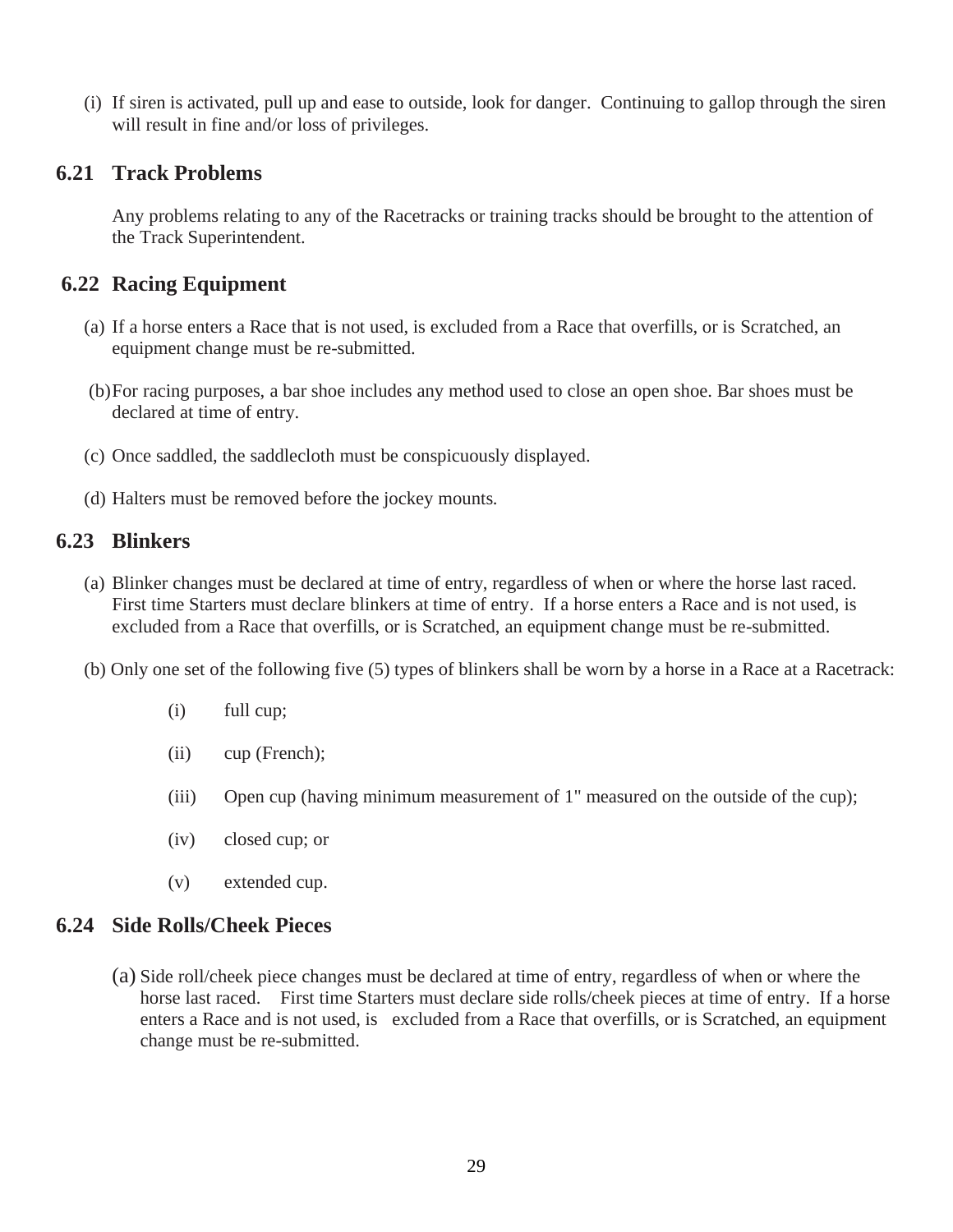(i) If siren is activated, pull up and ease to outside, look for danger. Continuing to gallop through the siren will result in fine and/or loss of privileges.

## 6.21 Track Problems

Any problems relating to any of the Racetracks or training tracks should be brought to the attention of the Track Superintendent.

## 6.22 Racing Equipment

(a) If a horse enters a Race that is not used, is excluded from a Race that overfills, or is Scratched, an equipment change must be re-submitted.

(b) For racing purposes, a bar shoe includes any method used to close an open shoe. Bar shoes must be declared at time of entry.

(c) Once saddled, the saddlecloth must be conspicuously displayed.

(d) Halters must be removed before the jockey mounts.

## 6.23 Blinkers

(a) Blinker changes must be declared at time of entry, regardless of when or where the horse last raced. First time Starters must declare blinkers at time of entry. If a horse enters a Race and is not used, is excluded from a Race that overfills, or is Scratched, an equipment change must be re-submitted.

(b) Only one set of the following five (5) types of blinkers shall be worn by a horse in a Race at a Racetrack:

(i) full cup;

(ii) cup (French);

(iii) Open cup (having minimum measurement of 1" measured on the outside of the cup);

(iv) closed cup; or

(v) extended cup.

## 6.24 Side Rolls/Cheek Pieces

(a) Side roll/cheek piece changes must be declared at time of entry, regardless of when or where the horse last raced. First time Starters must declare side rolls/cheek pieces at time of entry. If a horse enters a Race and is not used, is excluded from a Race that overfills, or is Scratched, an equipment change must be re-submitted.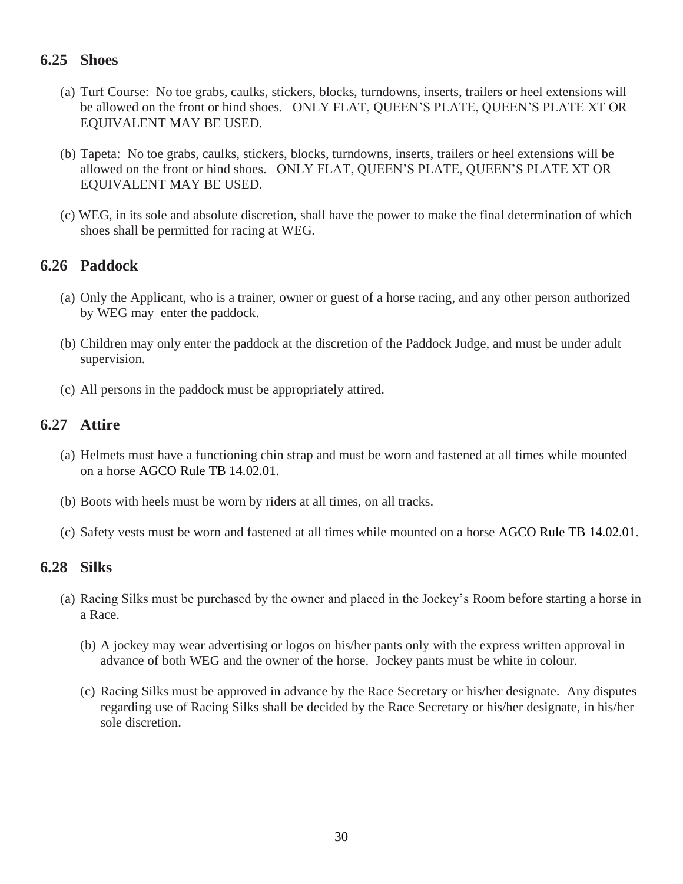## 6.25 Shoes

(a) Turf Course: No toe grabs, caulks, stickers, blocks, turndowns, inserts, trailers or heel extensions will be allowed on the front or hind shoes. ONLY FLAT, QUEEN'S PLATE, QUEEN'S PLATE XT OR EQUIVALENT MAY BE USED.

(b) Tapeta: No toe grabs, caulks, stickers, blocks, turndowns, inserts, trailers or heel extensions will be allowed on the front or hind shoes. ONLY FLAT, QUEEN'S PLATE, QUEEN'S PLATE XT OR EQUIVALENT MAY BE USED.

(c) WEG, in its sole and absolute discretion, shall have the power to make the final determination of which shoes shall be permitted for racing at WEG.

## 6.26 Paddock

(a) Only the Applicant, who is a trainer, owner or guest of a horse racing, and any other person authorized by WEG may enter the paddock.

(b) Children may only enter the paddock at the discretion of the Paddock Judge, and must be under adult supervision.

(c) All persons in the paddock must be appropriately attired.

## 6.27 Attire

(a) Helmets must have a functioning chin strap and must be worn and fastened at all times while mounted on a horse AGCO Rule TB 14.02.01.

(b) Boots with heels must be worn by riders at all times, on all tracks.

(c) Safety vests must be worn and fastened at all times while mounted on a horse AGCO Rule TB 14.02.01.

## 6.28 Silks

(a) Racing Silks must be purchased by the owner and placed in the Jockey's Room before starting a horse in a Race.

(b) A jockey may wear advertising or logos on his/her pants only with the express written approval in advance of both WEG and the owner of the horse. Jockey pants must be white in colour.

(c) Racing Silks must be approved in advance by the Race Secretary or his/her designate. Any disputes regarding use of Racing Silks shall be decided by the Race Secretary or his/her designate, in his/her sole discretion.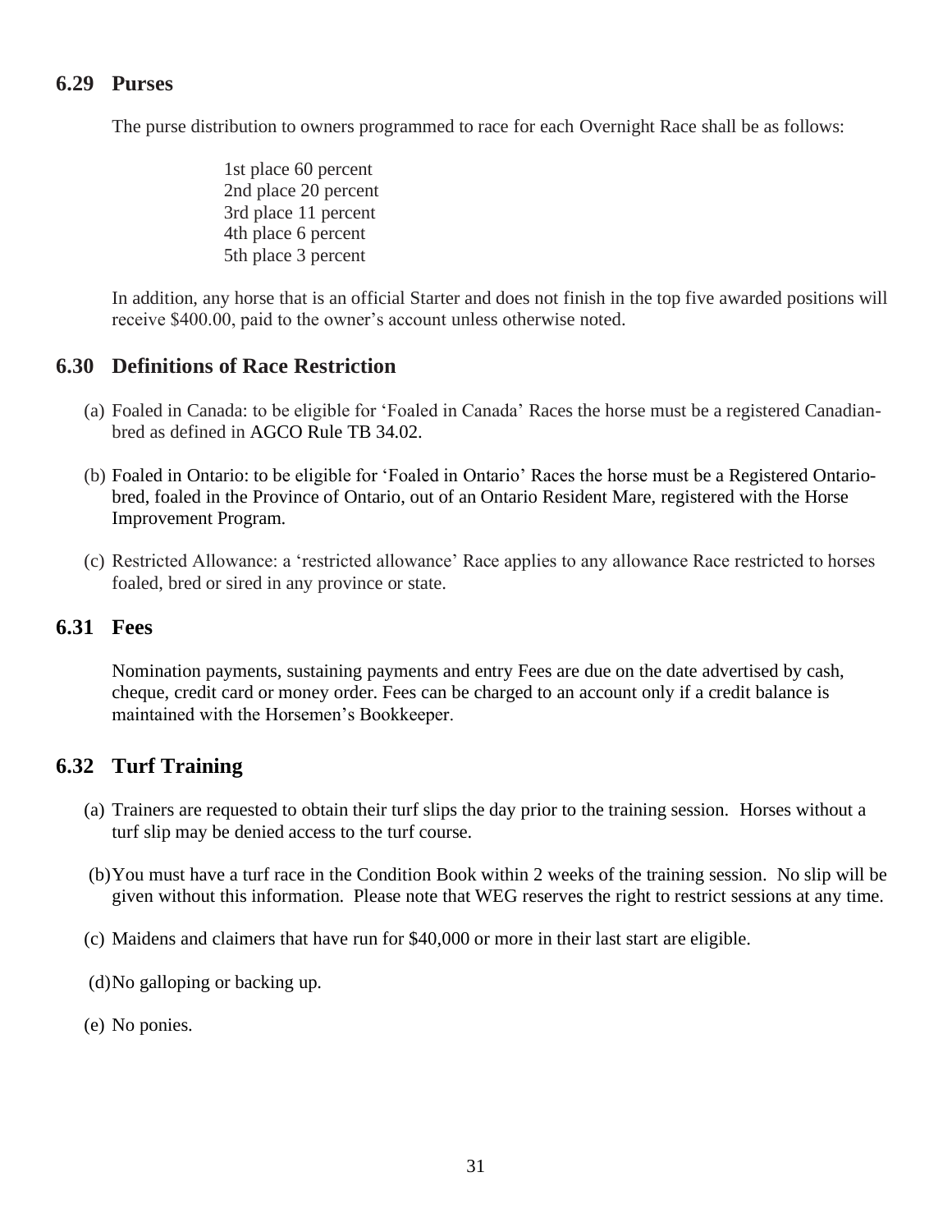## 6.29 Purses

The purse distribution to owners programmed to race for each Overnight Race shall be as follows:

1st place 60 percent
2nd place 20 percent
3rd place 11 percent
4th place 6 percent
5th place 3 percent

In addition, any horse that is an official Starter and does not finish in the top five awarded positions will receive $400.00, paid to the owner's account unless otherwise noted.

## 6.30 Definitions of Race Restriction

(a) Foaled in Canada: to be eligible for 'Foaled in Canada' Races the horse must be a registered Canadian-bred as defined in AGCO Rule TB 34.02.

(b) Foaled in Ontario: to be eligible for 'Foaled in Ontario' Races the horse must be a Registered Ontario-bred, foaled in the Province of Ontario, out of an Ontario Resident Mare, registered with the Horse Improvement Program.

(c) Restricted Allowance: a 'restricted allowance' Race applies to any allowance Race restricted to horses foaled, bred or sired in any province or state.

## 6.31 Fees

Nomination payments, sustaining payments and entry Fees are due on the date advertised by cash, cheque, credit card or money order. Fees can be charged to an account only if a credit balance is maintained with the Horsemen's Bookkeeper.

## 6.32 Turf Training

(a) Trainers are requested to obtain their turf slips the day prior to the training session. Horses without a turf slip may be denied access to the turf course.

(b) You must have a turf race in the Condition Book within 2 weeks of the training session. No slip will be given without this information. Please note that WEG reserves the right to restrict sessions at any time.

(c) Maidens and claimers that have run for $40,000 or more in their last start are eligible.

(d) No galloping or backing up.

(e) No ponies.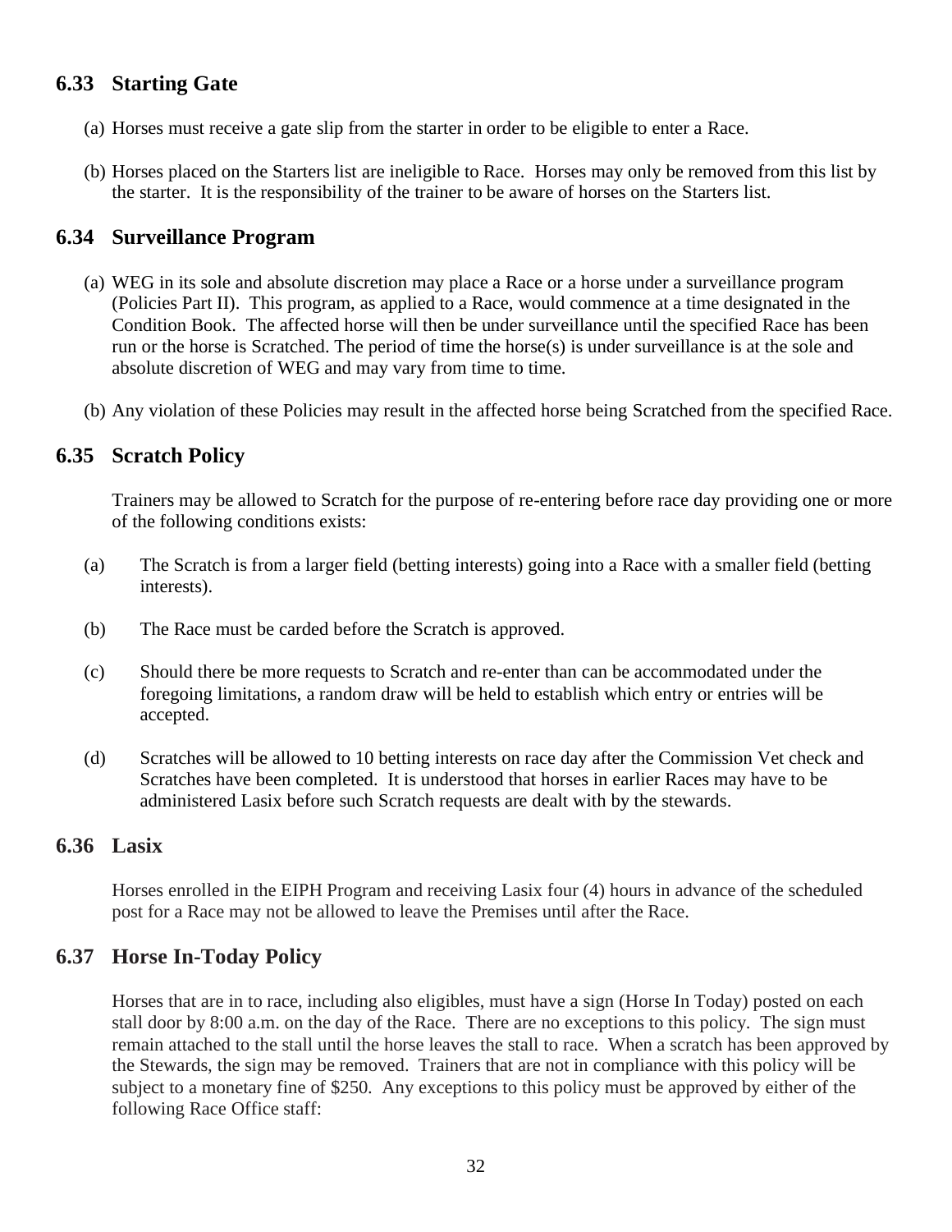## 6.33 Starting Gate

(a) Horses must receive a gate slip from the starter in order to be eligible to enter a Race.

(b) Horses placed on the Starters list are ineligible to Race. Horses may only be removed from this list by the starter. It is the responsibility of the trainer to be aware of horses on the Starters list.

## 6.34 Surveillance Program

(a) WEG in its sole and absolute discretion may place a Race or a horse under a surveillance program (Policies Part II). This program, as applied to a Race, would commence at a time designated in the Condition Book. The affected horse will then be under surveillance until the specified Race has been run or the horse is Scratched. The period of time the horse(s) is under surveillance is at the sole and absolute discretion of WEG and may vary from time to time.

(b) Any violation of these Policies may result in the affected horse being Scratched from the specified Race.

## 6.35 Scratch Policy

Trainers may be allowed to Scratch for the purpose of re-entering before race day providing one or more of the following conditions exists:

(a) The Scratch is from a larger field (betting interests) going into a Race with a smaller field (betting interests).

(b) The Race must be carded before the Scratch is approved.

(c) Should there be more requests to Scratch and re-enter than can be accommodated under the foregoing limitations, a random draw will be held to establish which entry or entries will be accepted.

(d) Scratches will be allowed to 10 betting interests on race day after the Commission Vet check and Scratches have been completed. It is understood that horses in earlier Races may have to be administered Lasix before such Scratch requests are dealt with by the stewards.

## 6.36 Lasix

Horses enrolled in the EIPH Program and receiving Lasix four (4) hours in advance of the scheduled post for a Race may not be allowed to leave the Premises until after the Race.

## 6.37 Horse In-Today Policy

Horses that are in to race, including also eligibles, must have a sign (Horse In Today) posted on each stall door by 8:00 a.m. on the day of the Race. There are no exceptions to this policy. The sign must remain attached to the stall until the horse leaves the stall to race. When a scratch has been approved by the Stewards, the sign may be removed. Trainers that are not in compliance with this policy will be subject to a monetary fine of $250. Any exceptions to this policy must be approved by either of the following Race Office staff: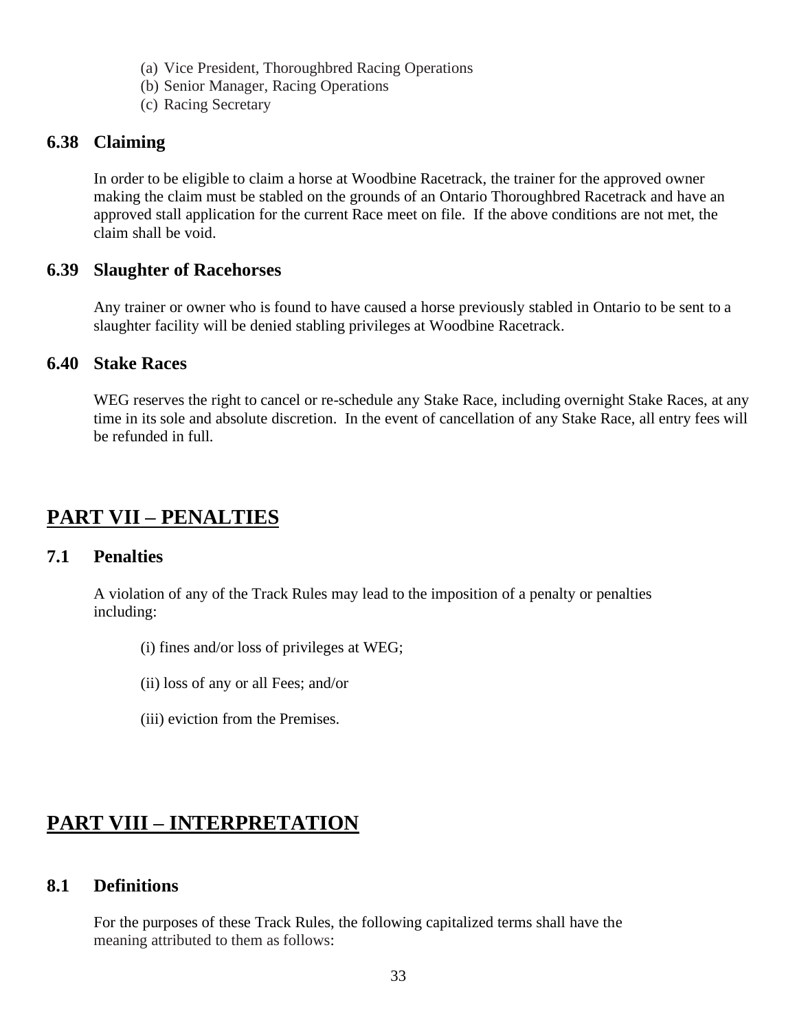(a) Vice President, Thoroughbred Racing Operations
(b) Senior Manager, Racing Operations
(c) Racing Secretary

### 6.38 Claiming

In order to be eligible to claim a horse at Woodbine Racetrack, the trainer for the approved owner making the claim must be stabled on the grounds of an Ontario Thoroughbred Racetrack and have an approved stall application for the current Race meet on file. If the above conditions are not met, the claim shall be void.

### 6.39 Slaughter of Racehorses

Any trainer or owner who is found to have caused a horse previously stabled in Ontario to be sent to a slaughter facility will be denied stabling privileges at Woodbine Racetrack.

### 6.40 Stake Races

WEG reserves the right to cancel or re-schedule any Stake Race, including overnight Stake Races, at any time in its sole and absolute discretion. In the event of cancellation of any Stake Race, all entry fees will be refunded in full.

## PART VII – PENALTIES

### 7.1 Penalties

A violation of any of the Track Rules may lead to the imposition of a penalty or penalties including:

(i) fines and/or loss of privileges at WEG;

(ii) loss of any or all Fees; and/or

(iii) eviction from the Premises.

## PART VIII – INTERPRETATION

### 8.1 Definitions

For the purposes of these Track Rules, the following capitalized terms shall have the meaning attributed to them as follows: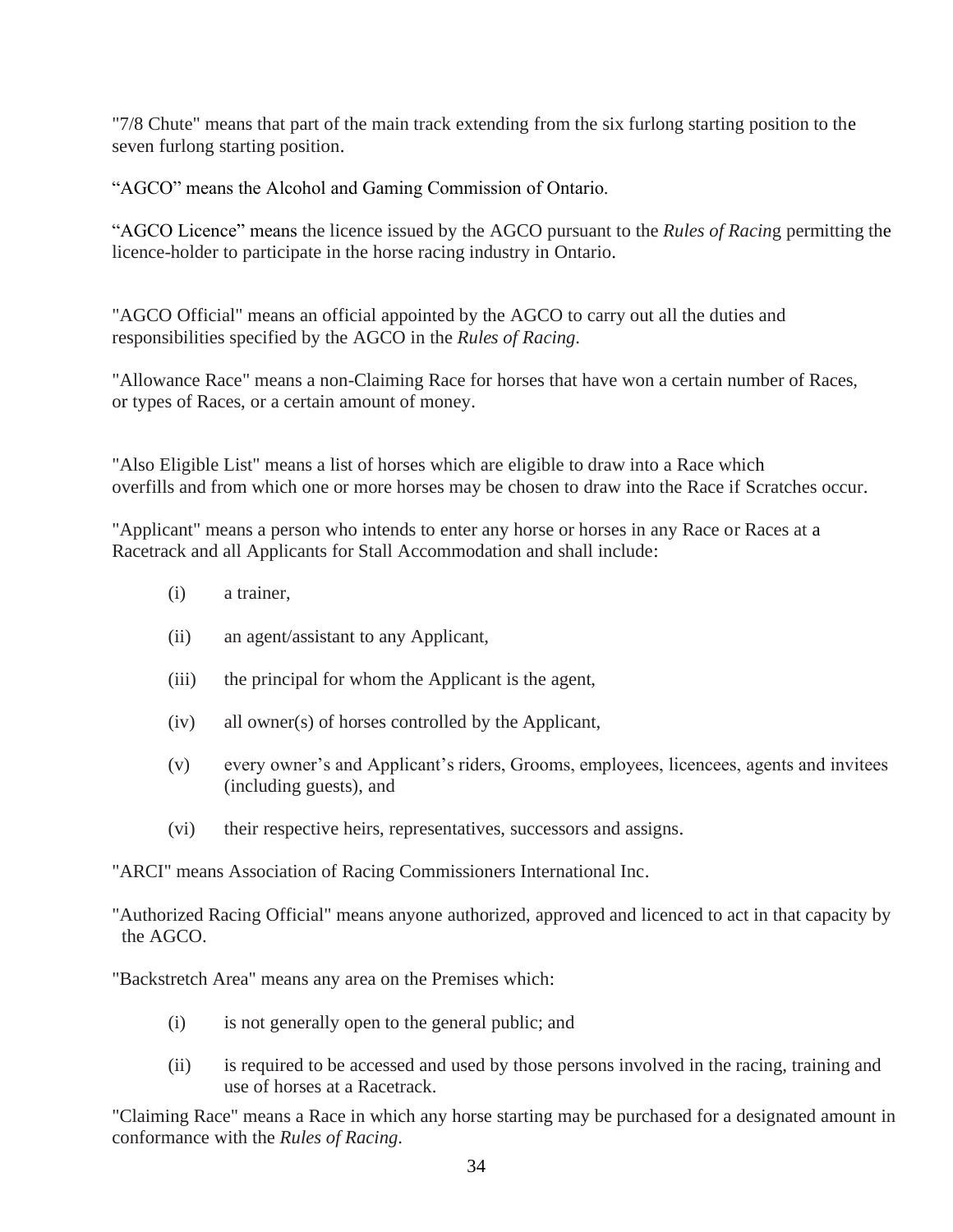"7/8 Chute" means that part of the main track extending from the six furlong starting position to the seven furlong starting position.

“AGCO” means the Alcohol and Gaming Commission of Ontario.

“AGCO Licence” means the licence issued by the AGCO pursuant to the *Rules of Racing* permitting the licence-holder to participate in the horse racing industry in Ontario.

"AGCO Official" means an official appointed by the AGCO to carry out all the duties and responsibilities specified by the AGCO in the *Rules of Racing.*

"Allowance Race" means a non-Claiming Race for horses that have won a certain number of Races, or types of Races, or a certain amount of money.

"Also Eligible List" means a list of horses which are eligible to draw into a Race which overfills and from which one or more horses may be chosen to draw into the Race if Scratches occur.

"Applicant" means a person who intends to enter any horse or horses in any Race or Races at a Racetrack and all Applicants for Stall Accommodation and shall include:

(i) a trainer,

(ii) an agent/assistant to any Applicant,

(iii) the principal for whom the Applicant is the agent,

(iv) all owner(s) of horses controlled by the Applicant,

(v) every owner’s and Applicant’s riders, Grooms, employees, licencees, agents and invitees (including guests), and

(vi) their respective heirs, representatives, successors and assigns.

"ARCI" means Association of Racing Commissioners International Inc.

"Authorized Racing Official" means anyone authorized, approved and licenced to act in that capacity by the AGCO.

"Backstretch Area" means any area on the Premises which:

(i) is not generally open to the general public; and

(ii) is required to be accessed and used by those persons involved in the racing, training and use of horses at a Racetrack.

"Claiming Race" means a Race in which any horse starting may be purchased for a designated amount in conformance with the *Rules of Racing.*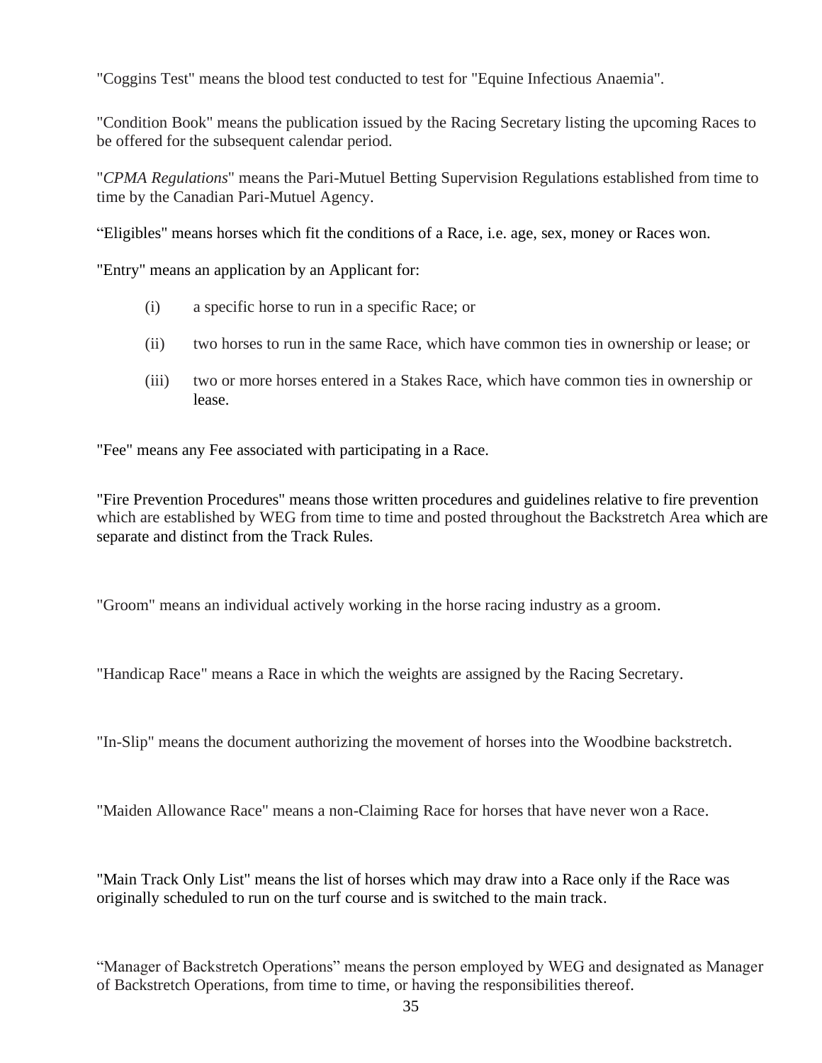"Coggins Test" means the blood test conducted to test for "Equine Infectious Anaemia".

"Condition Book" means the publication issued by the Racing Secretary listing the upcoming Races to be offered for the subsequent calendar period.

"*CPMA Regulations*" means the Pari-Mutuel Betting Supervision Regulations established from time to time by the Canadian Pari-Mutuel Agency.

"Eligibles" means horses which fit the conditions of a Race, i.e. age, sex, money or Races won.

"Entry" means an application by an Applicant for:

- (i) a specific horse to run in a specific Race; or
- (ii) two horses to run in the same Race, which have common ties in ownership or lease; or
- (iii) two or more horses entered in a Stakes Race, which have common ties in ownership or lease.

"Fee" means any Fee associated with participating in a Race.

"Fire Prevention Procedures" means those written procedures and guidelines relative to fire prevention which are established by WEG from time to time and posted throughout the Backstretch Area which are separate and distinct from the Track Rules.

"Groom" means an individual actively working in the horse racing industry as a groom.

"Handicap Race" means a Race in which the weights are assigned by the Racing Secretary.

"In-Slip" means the document authorizing the movement of horses into the Woodbine backstretch.

"Maiden Allowance Race" means a non-Claiming Race for horses that have never won a Race.

"Main Track Only List" means the list of horses which may draw into a Race only if the Race was originally scheduled to run on the turf course and is switched to the main track.

"Manager of Backstretch Operations" means the person employed by WEG and designated as Manager of Backstretch Operations, from time to time, or having the responsibilities thereof.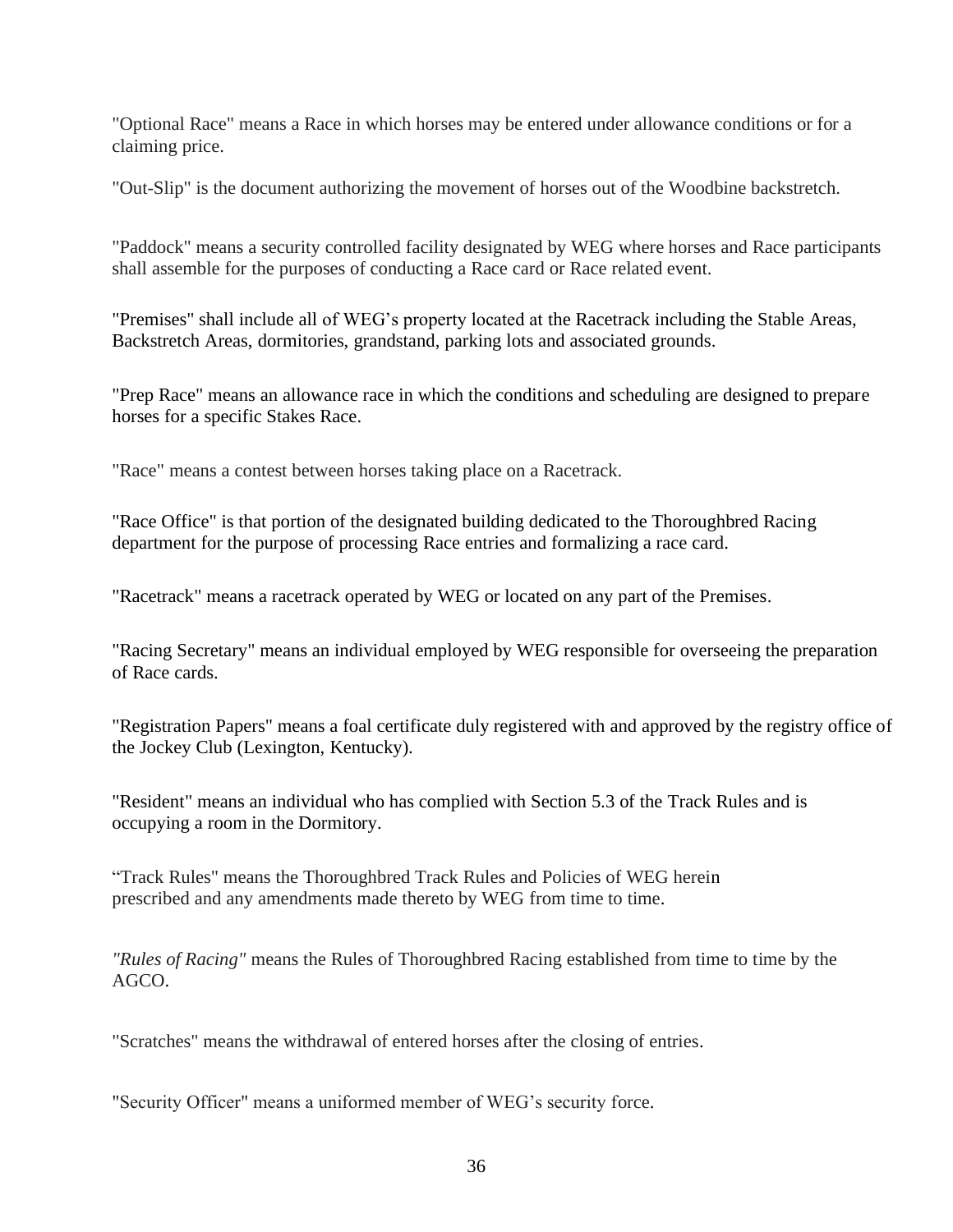"Optional Race" means a Race in which horses may be entered under allowance conditions or for a claiming price.

"Out-Slip" is the document authorizing the movement of horses out of the Woodbine backstretch.

"Paddock" means a security controlled facility designated by WEG where horses and Race participants shall assemble for the purposes of conducting a Race card or Race related event.

"Premises" shall include all of WEG's property located at the Racetrack including the Stable Areas, Backstretch Areas, dormitories, grandstand, parking lots and associated grounds.

"Prep Race" means an allowance race in which the conditions and scheduling are designed to prepare horses for a specific Stakes Race.

"Race" means a contest between horses taking place on a Racetrack.

"Race Office" is that portion of the designated building dedicated to the Thoroughbred Racing department for the purpose of processing Race entries and formalizing a race card.

"Racetrack" means a racetrack operated by WEG or located on any part of the Premises.

"Racing Secretary" means an individual employed by WEG responsible for overseeing the preparation of Race cards.

"Registration Papers" means a foal certificate duly registered with and approved by the registry office of the Jockey Club (Lexington, Kentucky).

"Resident" means an individual who has complied with Section 5.3 of the Track Rules and is occupying a room in the Dormitory.

"Track Rules" means the Thoroughbred Track Rules and Policies of WEG herein prescribed and any amendments made thereto by WEG from time to time.

*"Rules of Racing"* means the Rules of Thoroughbred Racing established from time to time by the AGCO.

"Scratches" means the withdrawal of entered horses after the closing of entries.

"Security Officer" means a uniformed member of WEG's security force.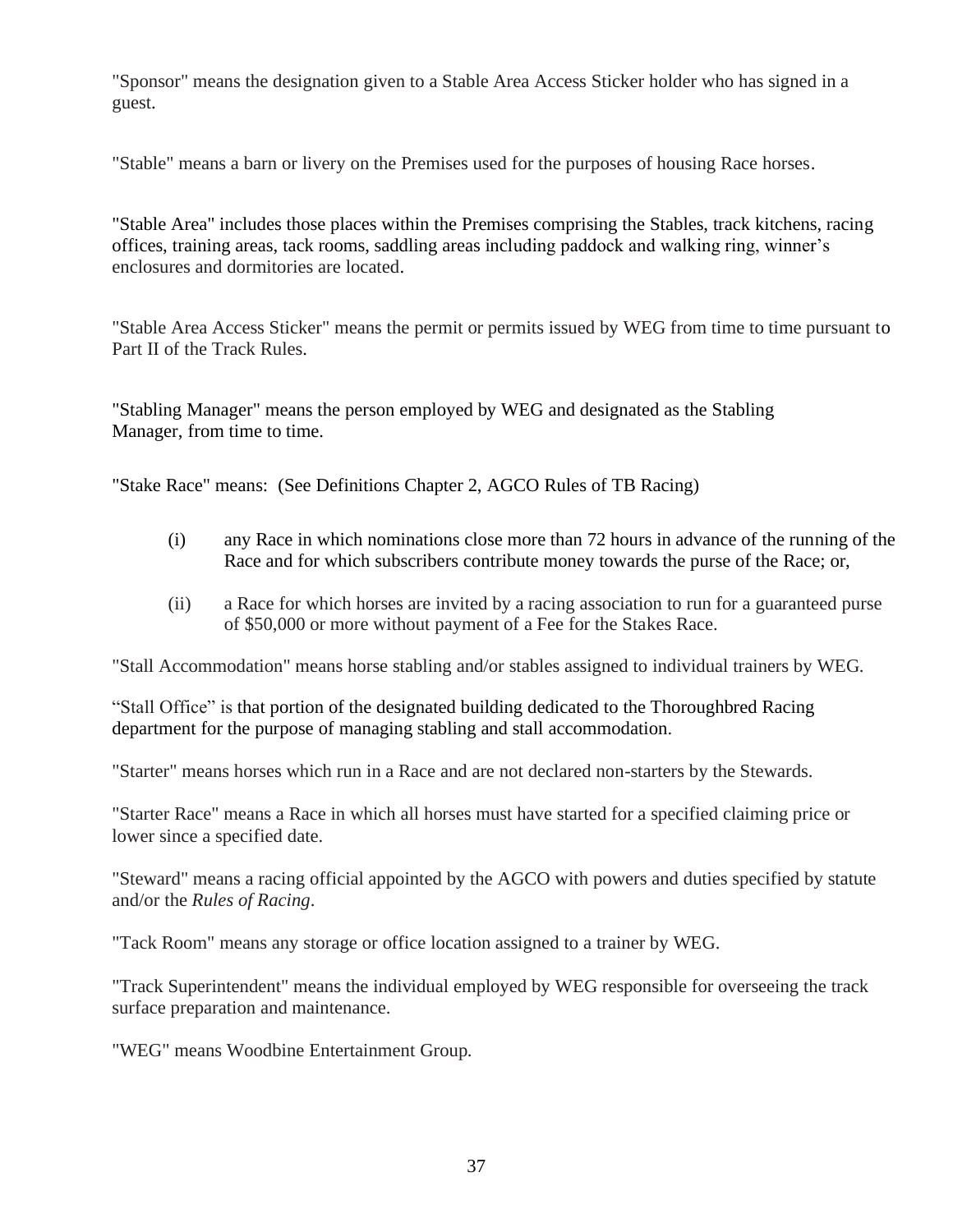"Sponsor" means the designation given to a Stable Area Access Sticker holder who has signed in a guest.

"Stable" means a barn or livery on the Premises used for the purposes of housing Race horses.

"Stable Area" includes those places within the Premises comprising the Stables, track kitchens, racing offices, training areas, tack rooms, saddling areas including paddock and walking ring, winner's enclosures and dormitories are located.

"Stable Area Access Sticker" means the permit or permits issued by WEG from time to time pursuant to Part II of the Track Rules.

"Stabling Manager" means the person employed by WEG and designated as the Stabling Manager, from time to time.

"Stake Race" means: (See Definitions Chapter 2, AGCO Rules of TB Racing)

(i) any Race in which nominations close more than 72 hours in advance of the running of the Race and for which subscribers contribute money towards the purse of the Race; or,

(ii) a Race for which horses are invited by a racing association to run for a guaranteed purse of $50,000 or more without payment of a Fee for the Stakes Race.

"Stall Accommodation" means horse stabling and/or stables assigned to individual trainers by WEG.

"Stall Office" is that portion of the designated building dedicated to the Thoroughbred Racing department for the purpose of managing stabling and stall accommodation.

"Starter" means horses which run in a Race and are not declared non-starters by the Stewards.

"Starter Race" means a Race in which all horses must have started for a specified claiming price or lower since a specified date.

"Steward" means a racing official appointed by the AGCO with powers and duties specified by statute and/or the *Rules of Racing*.

"Tack Room" means any storage or office location assigned to a trainer by WEG.

"Track Superintendent" means the individual employed by WEG responsible for overseeing the track surface preparation and maintenance.

"WEG" means Woodbine Entertainment Group.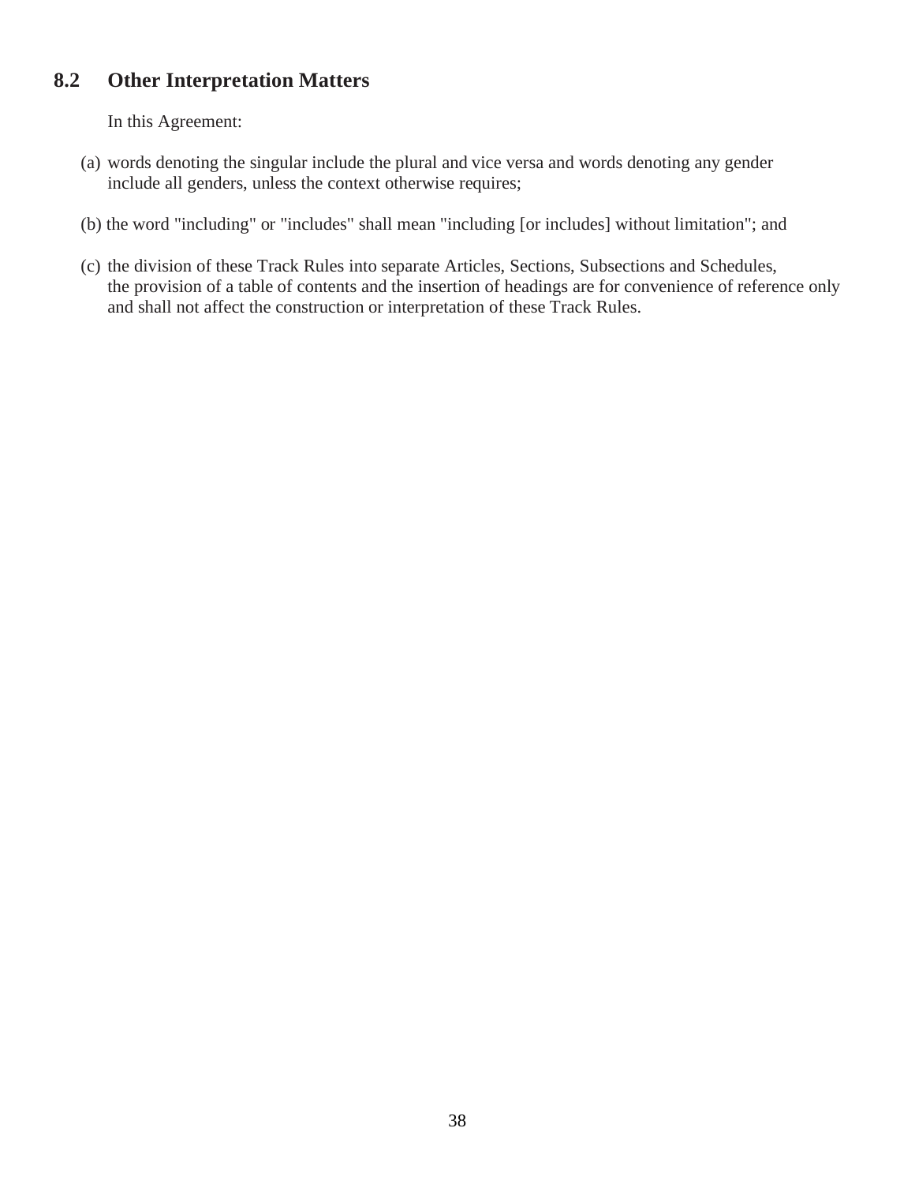## 8.2 Other Interpretation Matters

In this Agreement:

(a) words denoting the singular include the plural and vice versa and words denoting any gender include all genders, unless the context otherwise requires;

(b) the word "including" or "includes" shall mean "including [or includes] without limitation"; and

(c) the division of these Track Rules into separate Articles, Sections, Subsections and Schedules, the provision of a table of contents and the insertion of headings are for convenience of reference only and shall not affect the construction or interpretation of these Track Rules.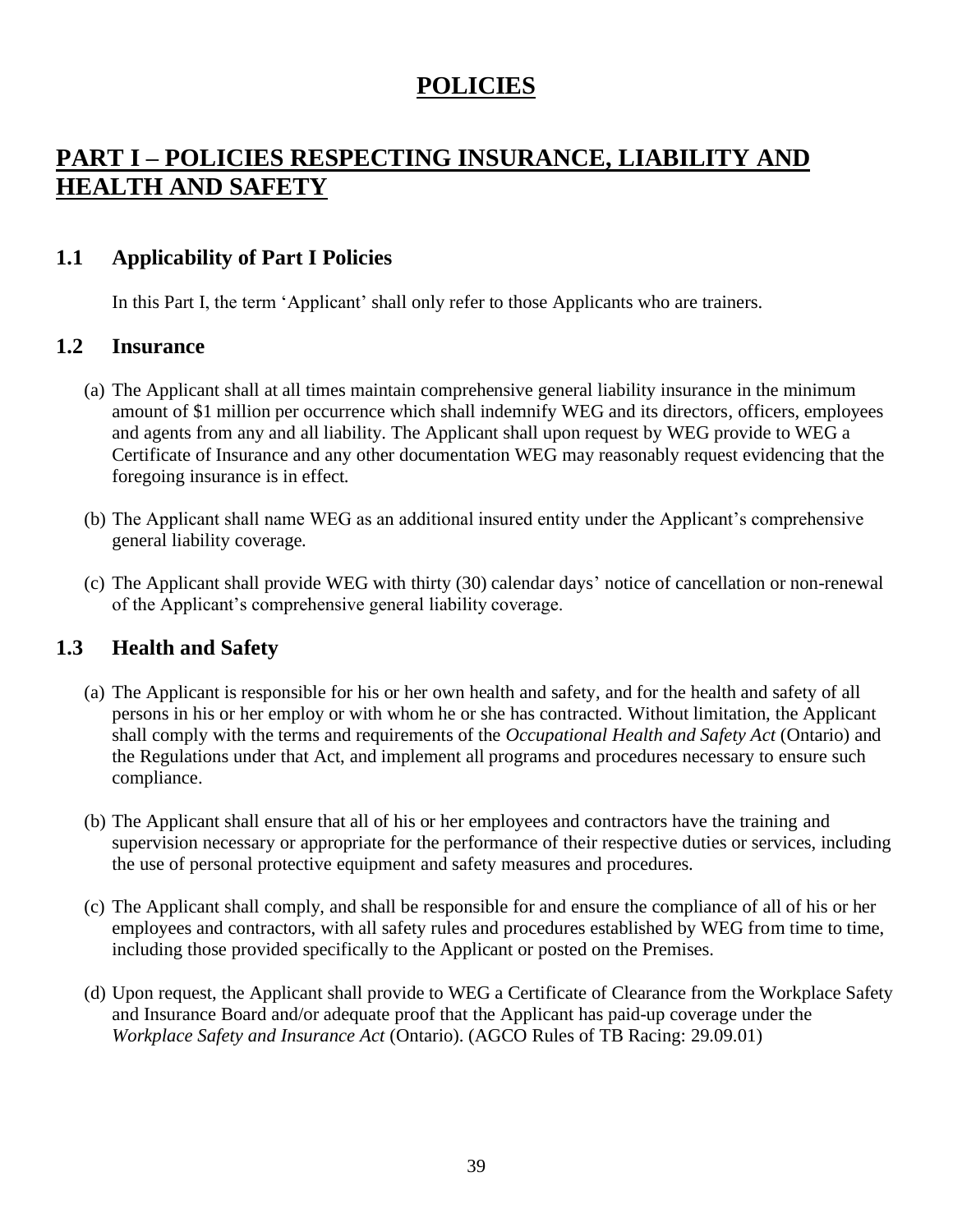# POLICIES

## PART I – POLICIES RESPECTING INSURANCE, LIABILITY AND HEALTH AND SAFETY

### 1.1 Applicability of Part I Policies

In this Part I, the term 'Applicant' shall only refer to those Applicants who are trainers.

### 1.2 Insurance

(a) The Applicant shall at all times maintain comprehensive general liability insurance in the minimum amount of $1 million per occurrence which shall indemnify WEG and its directors, officers, employees and agents from any and all liability. The Applicant shall upon request by WEG provide to WEG a Certificate of Insurance and any other documentation WEG may reasonably request evidencing that the foregoing insurance is in effect.

(b) The Applicant shall name WEG as an additional insured entity under the Applicant's comprehensive general liability coverage.

(c) The Applicant shall provide WEG with thirty (30) calendar days' notice of cancellation or non-renewal of the Applicant's comprehensive general liability coverage.

### 1.3 Health and Safety

(a) The Applicant is responsible for his or her own health and safety, and for the health and safety of all persons in his or her employ or with whom he or she has contracted. Without limitation, the Applicant shall comply with the terms and requirements of the *Occupational Health and Safety Act* (Ontario) and the Regulations under that Act, and implement all programs and procedures necessary to ensure such compliance.

(b) The Applicant shall ensure that all of his or her employees and contractors have the training and supervision necessary or appropriate for the performance of their respective duties or services, including the use of personal protective equipment and safety measures and procedures.

(c) The Applicant shall comply, and shall be responsible for and ensure the compliance of all of his or her employees and contractors, with all safety rules and procedures established by WEG from time to time, including those provided specifically to the Applicant or posted on the Premises.

(d) Upon request, the Applicant shall provide to WEG a Certificate of Clearance from the Workplace Safety and Insurance Board and/or adequate proof that the Applicant has paid-up coverage under the *Workplace Safety and Insurance Act* (Ontario). (AGCO Rules of TB Racing: 29.09.01)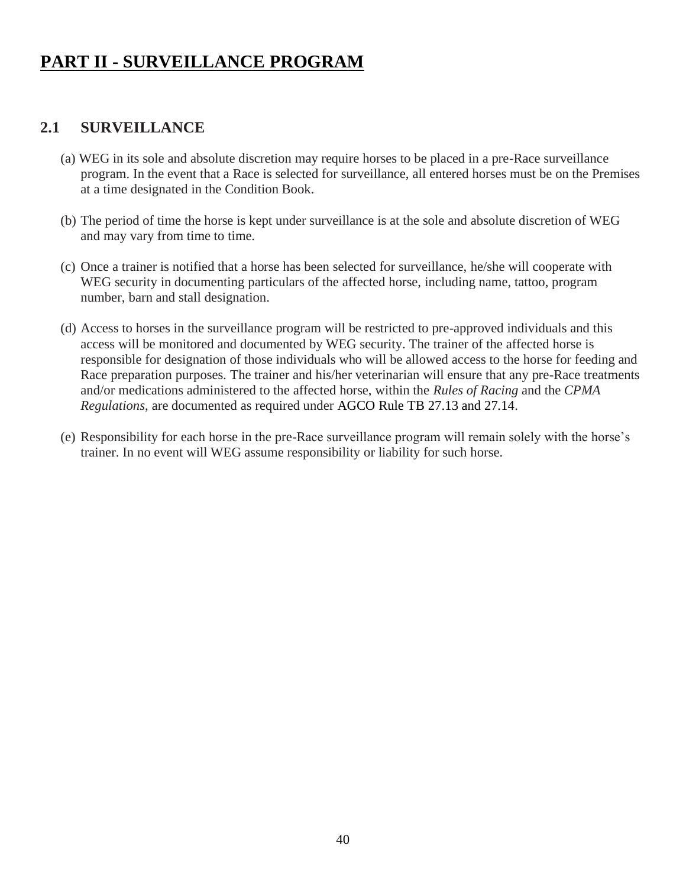# PART II - SURVEILLANCE PROGRAM

## 2.1 SURVEILLANCE

(a) WEG in its sole and absolute discretion may require horses to be placed in a pre-Race surveillance program. In the event that a Race is selected for surveillance, all entered horses must be on the Premises at a time designated in the Condition Book.

(b) The period of time the horse is kept under surveillance is at the sole and absolute discretion of WEG and may vary from time to time.

(c) Once a trainer is notified that a horse has been selected for surveillance, he/she will cooperate with WEG security in documenting particulars of the affected horse, including name, tattoo, program number, barn and stall designation.

(d) Access to horses in the surveillance program will be restricted to pre-approved individuals and this access will be monitored and documented by WEG security. The trainer of the affected horse is responsible for designation of those individuals who will be allowed access to the horse for feeding and Race preparation purposes. The trainer and his/her veterinarian will ensure that any pre-Race treatments and/or medications administered to the affected horse, within the *Rules of Racing* and the *CPMA Regulations*, are documented as required under AGCO Rule TB 27.13 and 27.14.

(e) Responsibility for each horse in the pre-Race surveillance program will remain solely with the horse's trainer. In no event will WEG assume responsibility or liability for such horse.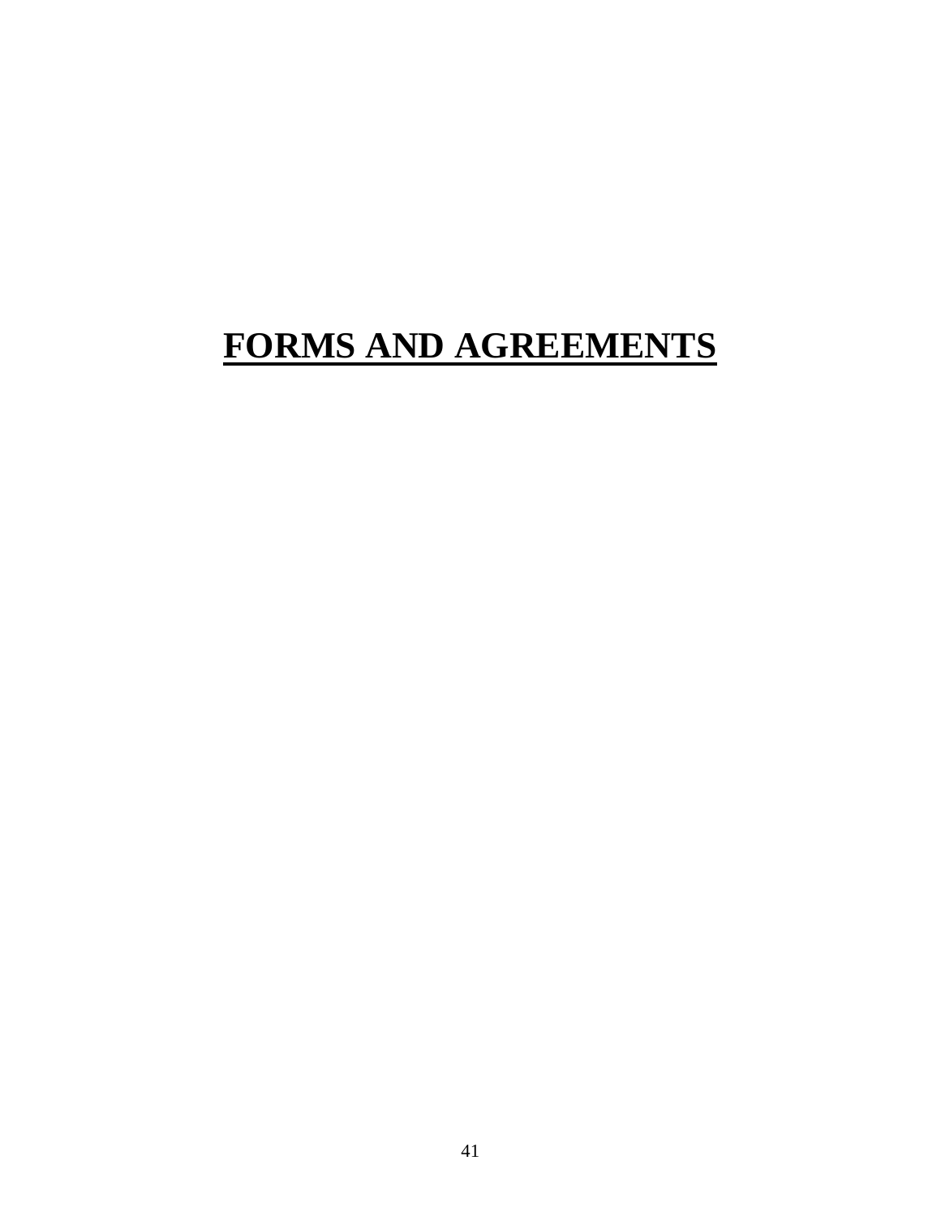# **FORMS AND AGREEMENTS**